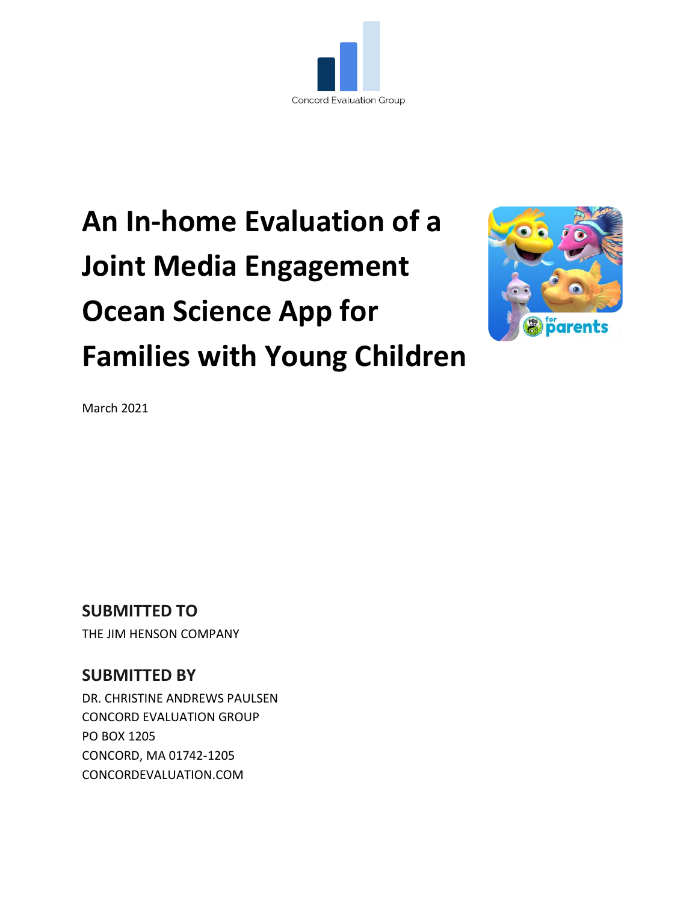Concord Evaluation Group

# An In-home Evaluation of a Joint Media Engagement Ocean Science App for Families with Young Children

March 2021

## SUBMITTED TO

THE JIM HENSON COMPANY

## SUBMITTED BY

DR. CHRISTINE ANDREWS PAULSEN
CONCORD EVALUATION GROUP
PO BOX 1205
CONCORD, MA 01742-1205
CONCORDEVALUATION.COM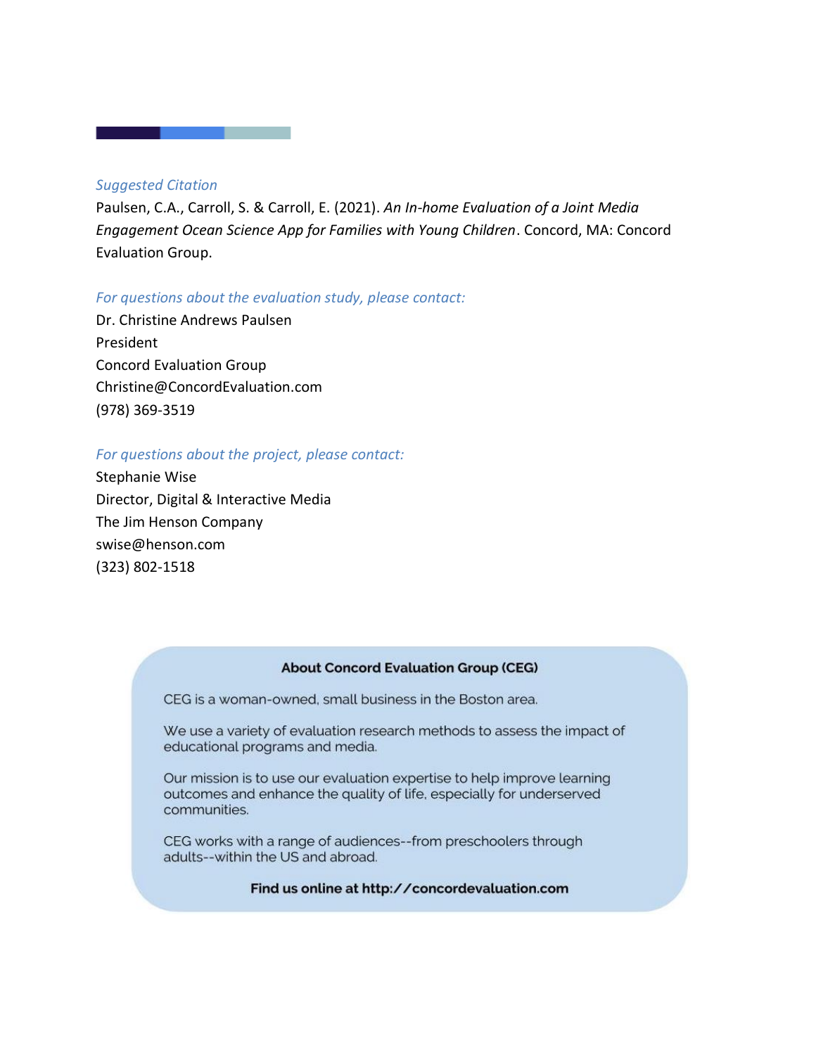*Suggested Citation*

Paulsen, C.A., Carroll, S. & Carroll, E. (2021). *An In-home Evaluation of a Joint Media Engagement Ocean Science App for Families with Young Children*. Concord, MA: Concord Evaluation Group.

*For questions about the evaluation study, please contact:*

Dr. Christine Andrews Paulsen
President
Concord Evaluation Group
Christine@ConcordEvaluation.com
(978) 369-3519

*For questions about the project, please contact:*

Stephanie Wise
Director, Digital & Interactive Media
The Jim Henson Company
swise@henson.com
(323) 802-1518

**About Concord Evaluation Group (CEG)**

CEG is a woman-owned, small business in the Boston area.

We use a variety of evaluation research methods to assess the impact of educational programs and media.

Our mission is to use our evaluation expertise to help improve learning outcomes and enhance the quality of life, especially for underserved communities.

CEG works with a range of audiences--from preschoolers through adults--within the US and abroad.

**Find us online at http://concordevaluation.com**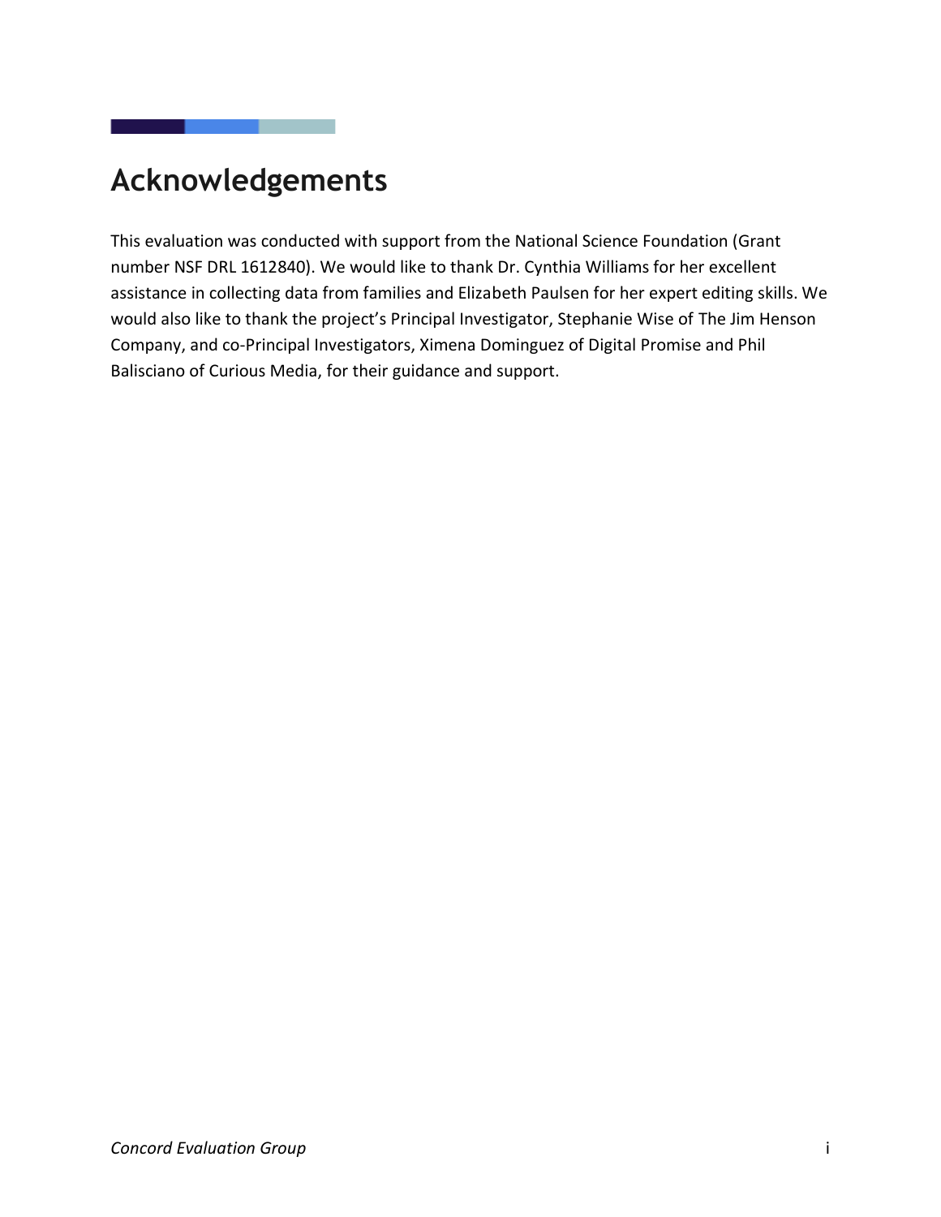# Acknowledgements

This evaluation was conducted with support from the National Science Foundation (Grant number NSF DRL 1612840). We would like to thank Dr. Cynthia Williams for her excellent assistance in collecting data from families and Elizabeth Paulsen for her expert editing skills. We would also like to thank the project's Principal Investigator, Stephanie Wise of The Jim Henson Company, and co-Principal Investigators, Ximena Dominguez of Digital Promise and Phil Balisciano of Curious Media, for their guidance and support.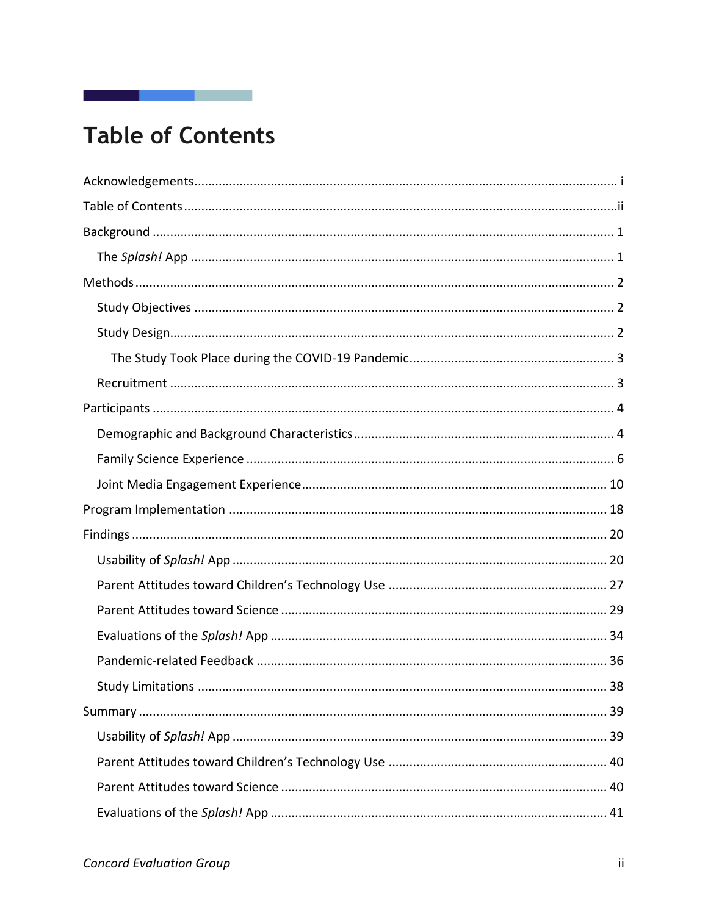# Table of Contents

Acknowledgements ........................................................................................................ i

Table of Contents ........................................................................................................ ii

Background ................................................................................................................ 1

- The *Splash!* App ..................................................................................................... 1

Methods ..................................................................................................................... 2

- Study Objectives ...................................................................................................... 2
- Study Design ............................................................................................................ 2
  - The Study Took Place during the COVID-19 Pandemic ........................................... 3
- Recruitment ............................................................................................................. 3

Participants ................................................................................................................ 4

- Demographic and Background Characteristics ......................................................... 4
- Family Science Experience ........................................................................................ 6
- Joint Media Engagement Experience ...................................................................... 10

Program Implementation .......................................................................................... 18

Findings .................................................................................................................... 20

- Usability of *Splash!* App ........................................................................................ 20
- Parent Attitudes toward Children's Technology Use ................................................ 27
- Parent Attitudes toward Science ............................................................................. 29
- Evaluations of the *Splash!* App .............................................................................. 34
- Pandemic-related Feedback ..................................................................................... 36
- Study Limitations .................................................................................................... 38

Summary ................................................................................................................... 39

- Usability of *Splash!* App ........................................................................................ 39
- Parent Attitudes toward Children's Technology Use ................................................ 40
- Parent Attitudes toward Science ............................................................................. 40
- Evaluations of the *Splash!* App .............................................................................. 41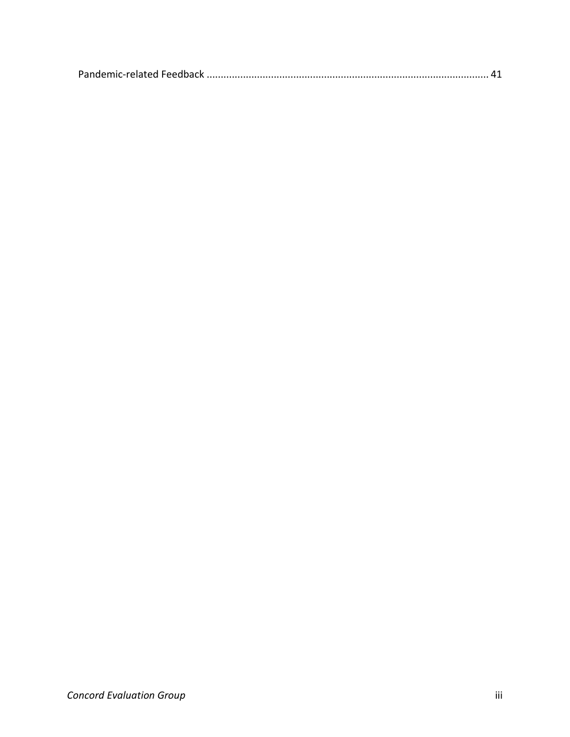Pandemic-related Feedback ..................................................................................................... 41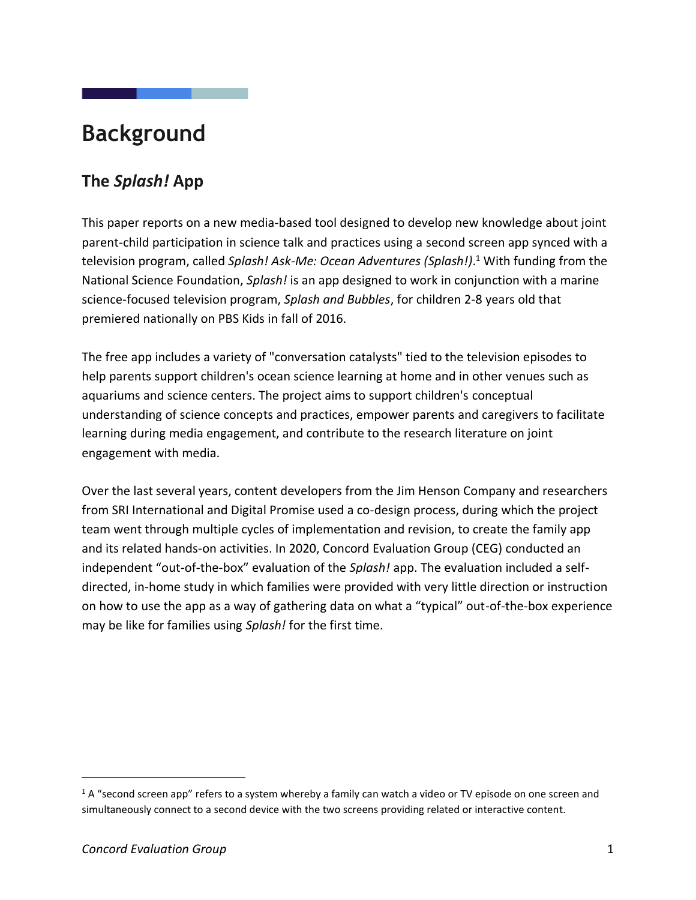# Background

## The *Splash!* App

This paper reports on a new media-based tool designed to develop new knowledge about joint parent-child participation in science talk and practices using a second screen app synced with a television program, called *Splash! Ask-Me: Ocean Adventures (Splash!)*.[1] With funding from the National Science Foundation, *Splash!* is an app designed to work in conjunction with a marine science-focused television program, *Splash and Bubbles*, for children 2-8 years old that premiered nationally on PBS Kids in fall of 2016.

The free app includes a variety of "conversation catalysts" tied to the television episodes to help parents support children's ocean science learning at home and in other venues such as aquariums and science centers. The project aims to support children's conceptual understanding of science concepts and practices, empower parents and caregivers to facilitate learning during media engagement, and contribute to the research literature on joint engagement with media.

Over the last several years, content developers from the Jim Henson Company and researchers from SRI International and Digital Promise used a co-design process, during which the project team went through multiple cycles of implementation and revision, to create the family app and its related hands-on activities. In 2020, Concord Evaluation Group (CEG) conducted an independent "out-of-the-box" evaluation of the *Splash!* app. The evaluation included a self-directed, in-home study in which families were provided with very little direction or instruction on how to use the app as a way of gathering data on what a "typical" out-of-the-box experience may be like for families using *Splash!* for the first time.

---

[1] A "second screen app" refers to a system whereby a family can watch a video or TV episode on one screen and simultaneously connect to a second device with the two screens providing related or interactive content.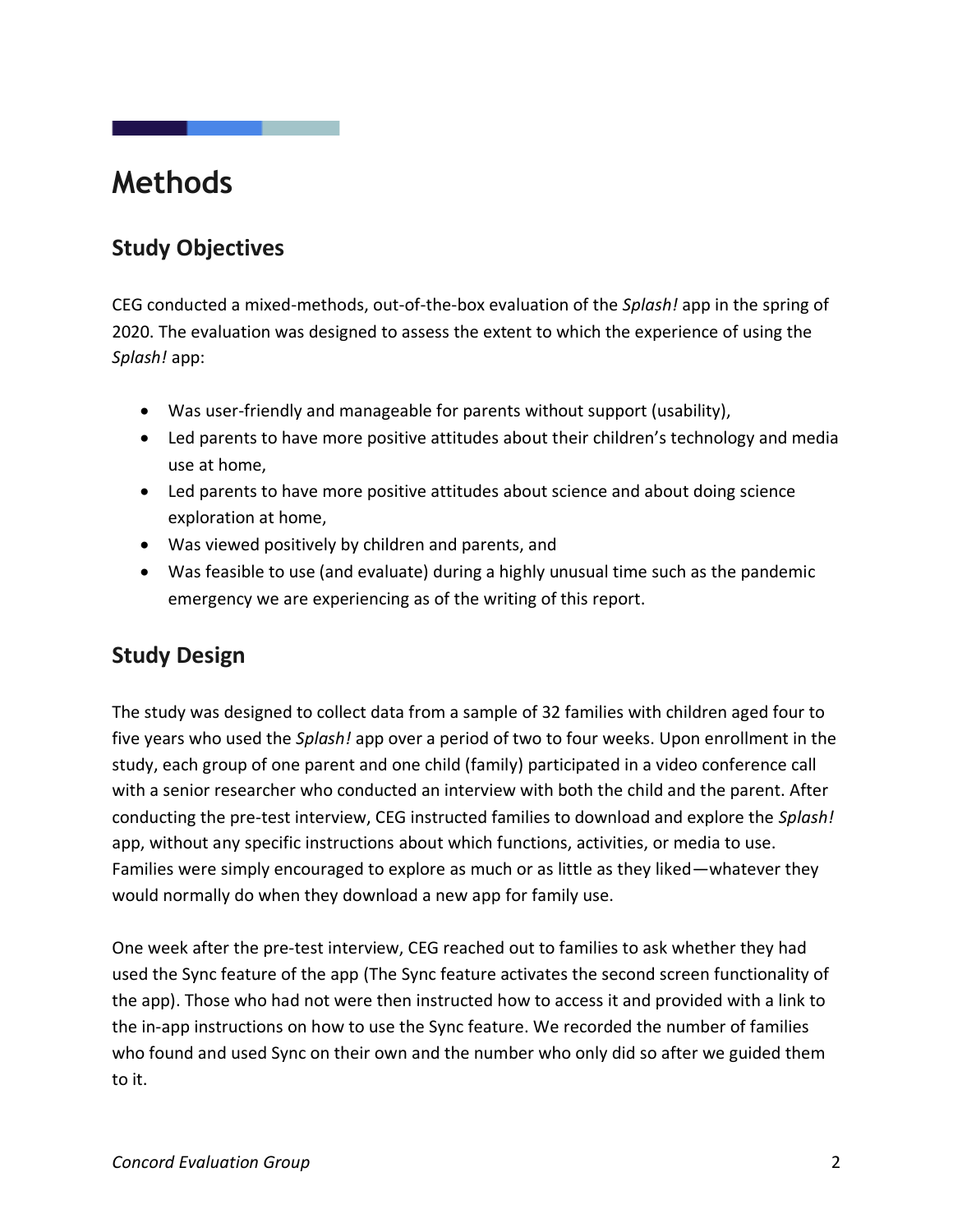# Methods

## Study Objectives

CEG conducted a mixed-methods, out-of-the-box evaluation of the *Splash!* app in the spring of 2020. The evaluation was designed to assess the extent to which the experience of using the *Splash!* app:

- Was user-friendly and manageable for parents without support (usability),
- Led parents to have more positive attitudes about their children's technology and media use at home,
- Led parents to have more positive attitudes about science and about doing science exploration at home,
- Was viewed positively by children and parents, and
- Was feasible to use (and evaluate) during a highly unusual time such as the pandemic emergency we are experiencing as of the writing of this report.

## Study Design

The study was designed to collect data from a sample of 32 families with children aged four to five years who used the *Splash!* app over a period of two to four weeks. Upon enrollment in the study, each group of one parent and one child (family) participated in a video conference call with a senior researcher who conducted an interview with both the child and the parent. After conducting the pre-test interview, CEG instructed families to download and explore the *Splash!* app, without any specific instructions about which functions, activities, or media to use. Families were simply encouraged to explore as much or as little as they liked—whatever they would normally do when they download a new app for family use.

One week after the pre-test interview, CEG reached out to families to ask whether they had used the Sync feature of the app (The Sync feature activates the second screen functionality of the app). Those who had not were then instructed how to access it and provided with a link to the in-app instructions on how to use the Sync feature. We recorded the number of families who found and used Sync on their own and the number who only did so after we guided them to it.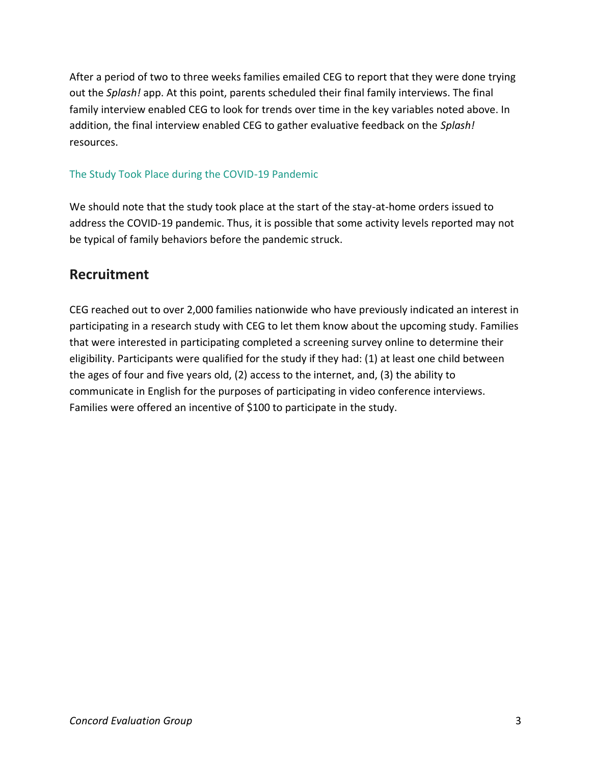After a period of two to three weeks families emailed CEG to report that they were done trying out the *Splash!* app. At this point, parents scheduled their final family interviews. The final family interview enabled CEG to look for trends over time in the key variables noted above. In addition, the final interview enabled CEG to gather evaluative feedback on the *Splash!* resources.

### The Study Took Place during the COVID-19 Pandemic

We should note that the study took place at the start of the stay-at-home orders issued to address the COVID-19 pandemic. Thus, it is possible that some activity levels reported may not be typical of family behaviors before the pandemic struck.

## Recruitment

CEG reached out to over 2,000 families nationwide who have previously indicated an interest in participating in a research study with CEG to let them know about the upcoming study. Families that were interested in participating completed a screening survey online to determine their eligibility. Participants were qualified for the study if they had: (1) at least one child between the ages of four and five years old, (2) access to the internet, and, (3) the ability to communicate in English for the purposes of participating in video conference interviews. Families were offered an incentive of $100 to participate in the study.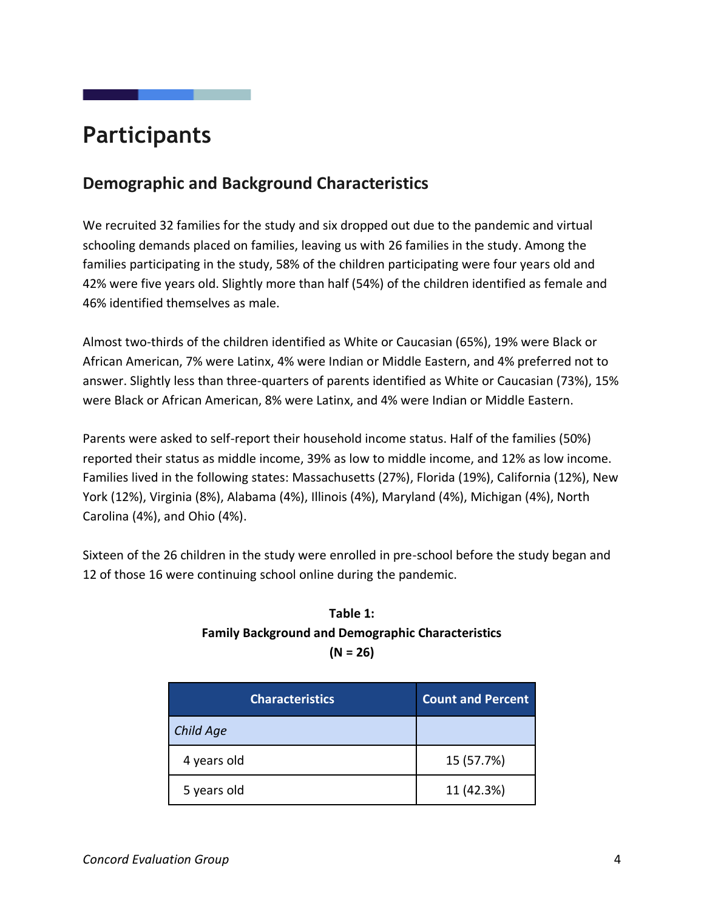# Participants

## Demographic and Background Characteristics

We recruited 32 families for the study and six dropped out due to the pandemic and virtual schooling demands placed on families, leaving us with 26 families in the study. Among the families participating in the study, 58% of the children participating were four years old and 42% were five years old. Slightly more than half (54%) of the children identified as female and 46% identified themselves as male.

Almost two-thirds of the children identified as White or Caucasian (65%), 19% were Black or African American, 7% were Latinx, 4% were Indian or Middle Eastern, and 4% preferred not to answer. Slightly less than three-quarters of parents identified as White or Caucasian (73%), 15% were Black or African American, 8% were Latinx, and 4% were Indian or Middle Eastern.

Parents were asked to self-report their household income status. Half of the families (50%) reported their status as middle income, 39% as low to middle income, and 12% as low income. Families lived in the following states: Massachusetts (27%), Florida (19%), California (12%), New York (12%), Virginia (8%), Alabama (4%), Illinois (4%), Maryland (4%), Michigan (4%), North Carolina (4%), and Ohio (4%).

Sixteen of the 26 children in the study were enrolled in pre-school before the study began and 12 of those 16 were continuing school online during the pandemic.

**Table 1:**
**Family Background and Demographic Characteristics**
**(N = 26)**

| Characteristics | Count and Percent |
|---|---|
| *Child Age* | |
| 4 years old | 15 (57.7%) |
| 5 years old | 11 (42.3%) |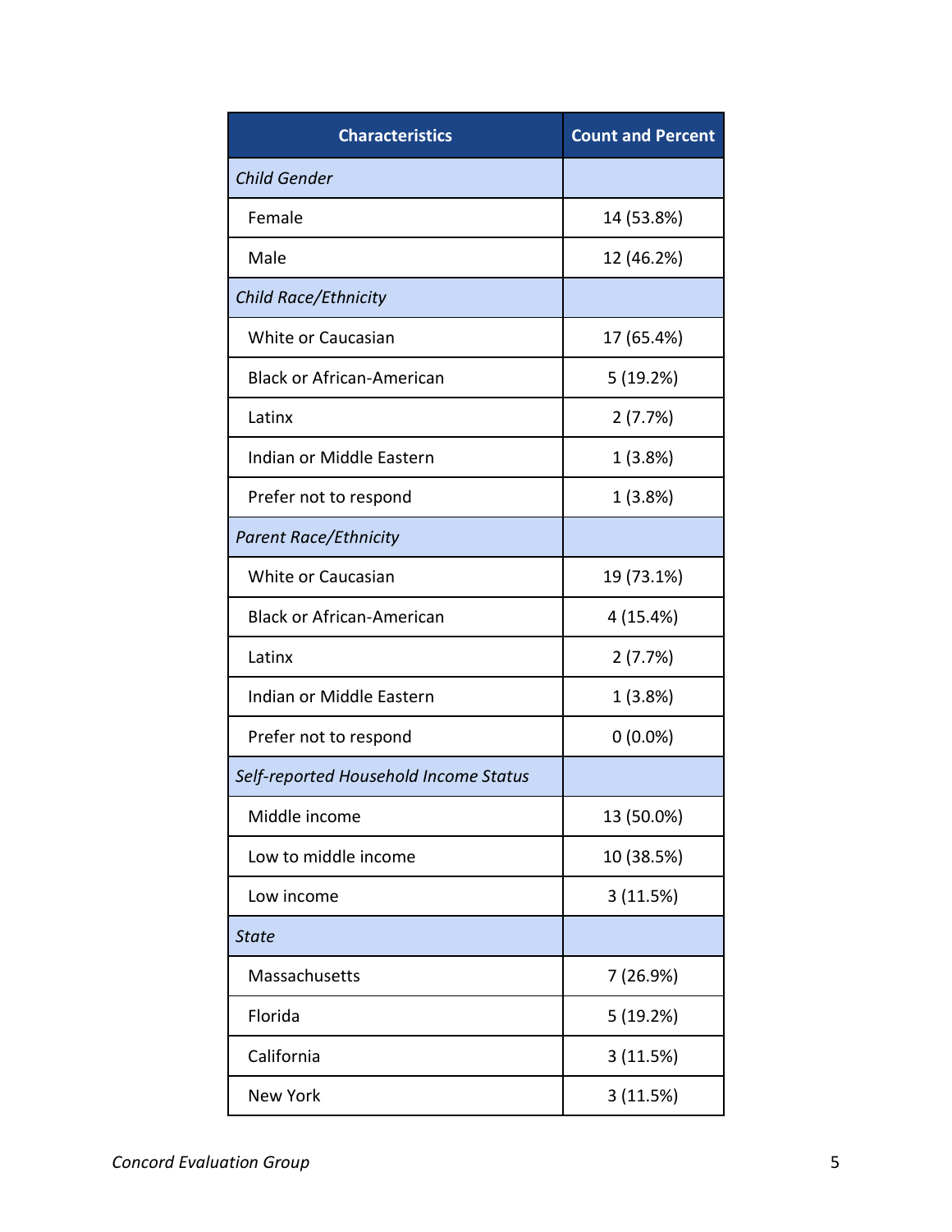| Characteristics | Count and Percent |
|---|---|
| *Child Gender* | |
| Female | 14 (53.8%) |
| Male | 12 (46.2%) |
| *Child Race/Ethnicity* | |
| White or Caucasian | 17 (65.4%) |
| Black or African-American | 5 (19.2%) |
| Latinx | 2 (7.7%) |
| Indian or Middle Eastern | 1 (3.8%) |
| Prefer not to respond | 1 (3.8%) |
| *Parent Race/Ethnicity* | |
| White or Caucasian | 19 (73.1%) |
| Black or African-American | 4 (15.4%) |
| Latinx | 2 (7.7%) |
| Indian or Middle Eastern | 1 (3.8%) |
| Prefer not to respond | 0 (0.0%) |
| *Self-reported Household Income Status* | |
| Middle income | 13 (50.0%) |
| Low to middle income | 10 (38.5%) |
| Low income | 3 (11.5%) |
| *State* | |
| Massachusetts | 7 (26.9%) |
| Florida | 5 (19.2%) |
| California | 3 (11.5%) |
| New York | 3 (11.5%) |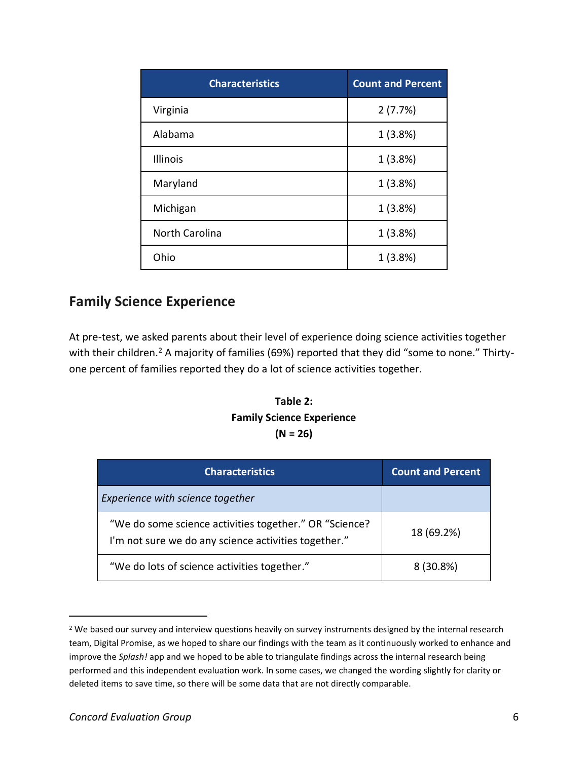| Characteristics | Count and Percent |
|---|---|
| Virginia | 2 (7.7%) |
| Alabama | 1 (3.8%) |
| Illinois | 1 (3.8%) |
| Maryland | 1 (3.8%) |
| Michigan | 1 (3.8%) |
| North Carolina | 1 (3.8%) |
| Ohio | 1 (3.8%) |

## Family Science Experience

At pre-test, we asked parents about their level of experience doing science activities together with their children.[2] A majority of families (69%) reported that they did "some to none." Thirty-one percent of families reported they do a lot of science activities together.

**Table 2:**
**Family Science Experience**
**(N = 26)**

| Characteristics | Count and Percent |
|---|---|
| *Experience with science together* | |
| "We do some science activities together." OR "Science? I'm not sure we do any science activities together." | 18 (69.2%) |
| "We do lots of science activities together." | 8 (30.8%) |

[2] We based our survey and interview questions heavily on survey instruments designed by the internal research team, Digital Promise, as we hoped to share our findings with the team as it continuously worked to enhance and improve the *Splash!* app and we hoped to be able to triangulate findings across the internal research being performed and this independent evaluation work. In some cases, we changed the wording slightly for clarity or deleted items to save time, so there will be some data that are not directly comparable.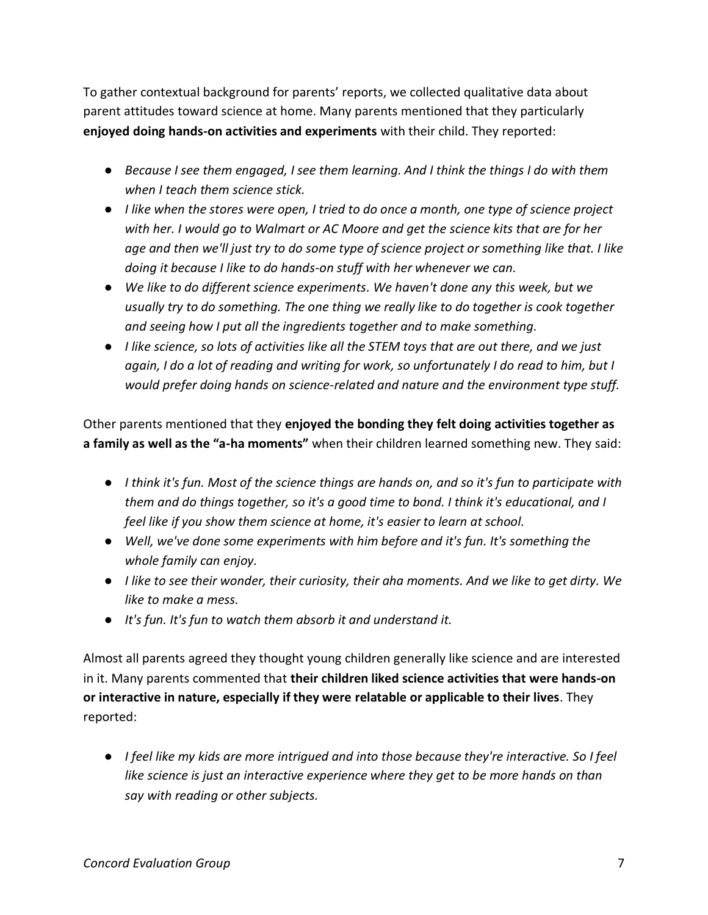To gather contextual background for parents' reports, we collected qualitative data about parent attitudes toward science at home. Many parents mentioned that they particularly **enjoyed doing hands-on activities and experiments** with their child. They reported:

- *Because I see them engaged, I see them learning. And I think the things I do with them when I teach them science stick.*
- *I like when the stores were open, I tried to do once a month, one type of science project with her. I would go to Walmart or AC Moore and get the science kits that are for her age and then we'll just try to do some type of science project or something like that. I like doing it because I like to do hands-on stuff with her whenever we can.*
- *We like to do different science experiments. We haven't done any this week, but we usually try to do something. The one thing we really like to do together is cook together and seeing how I put all the ingredients together and to make something.*
- *I like science, so lots of activities like all the STEM toys that are out there, and we just again, I do a lot of reading and writing for work, so unfortunately I do read to him, but I would prefer doing hands on science-related and nature and the environment type stuff.*

Other parents mentioned that they **enjoyed the bonding they felt doing activities together as a family as well as the "a-ha moments"** when their children learned something new. They said:

- *I think it's fun. Most of the science things are hands on, and so it's fun to participate with them and do things together, so it's a good time to bond. I think it's educational, and I feel like if you show them science at home, it's easier to learn at school.*
- *Well, we've done some experiments with him before and it's fun. It's something the whole family can enjoy.*
- *I like to see their wonder, their curiosity, their aha moments. And we like to get dirty. We like to make a mess.*
- *It's fun. It's fun to watch them absorb it and understand it.*

Almost all parents agreed they thought young children generally like science and are interested in it. Many parents commented that **their children liked science activities that were hands-on or interactive in nature, especially if they were relatable or applicable to their lives**. They reported:

- *I feel like my kids are more intrigued and into those because they're interactive. So I feel like science is just an interactive experience where they get to be more hands on than say with reading or other subjects.*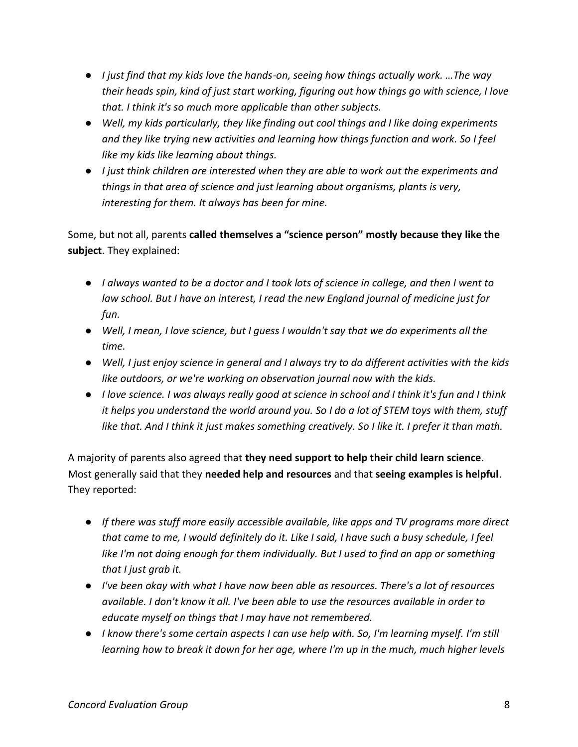- *I just find that my kids love the hands-on, seeing how things actually work. …The way their heads spin, kind of just start working, figuring out how things go with science, I love that. I think it's so much more applicable than other subjects.*
- *Well, my kids particularly, they like finding out cool things and I like doing experiments and they like trying new activities and learning how things function and work. So I feel like my kids like learning about things.*
- *I just think children are interested when they are able to work out the experiments and things in that area of science and just learning about organisms, plants is very, interesting for them. It always has been for mine.*

Some, but not all, parents **called themselves a "science person" mostly because they like the subject**. They explained:

- *I always wanted to be a doctor and I took lots of science in college, and then I went to law school. But I have an interest, I read the new England journal of medicine just for fun.*
- *Well, I mean, I love science, but I guess I wouldn't say that we do experiments all the time.*
- *Well, I just enjoy science in general and I always try to do different activities with the kids like outdoors, or we're working on observation journal now with the kids.*
- *I love science. I was always really good at science in school and I think it's fun and I think it helps you understand the world around you. So I do a lot of STEM toys with them, stuff like that. And I think it just makes something creatively. So I like it. I prefer it than math.*

A majority of parents also agreed that **they need support to help their child learn science**. Most generally said that they **needed help and resources** and that **seeing examples is helpful**. They reported:

- *If there was stuff more easily accessible available, like apps and TV programs more direct that came to me, I would definitely do it. Like I said, I have such a busy schedule, I feel like I'm not doing enough for them individually. But I used to find an app or something that I just grab it.*
- *I've been okay with what I have now been able as resources. There's a lot of resources available. I don't know it all. I've been able to use the resources available in order to educate myself on things that I may have not remembered.*
- *I know there's some certain aspects I can use help with. So, I'm learning myself. I'm still learning how to break it down for her age, where I'm up in the much, much higher levels*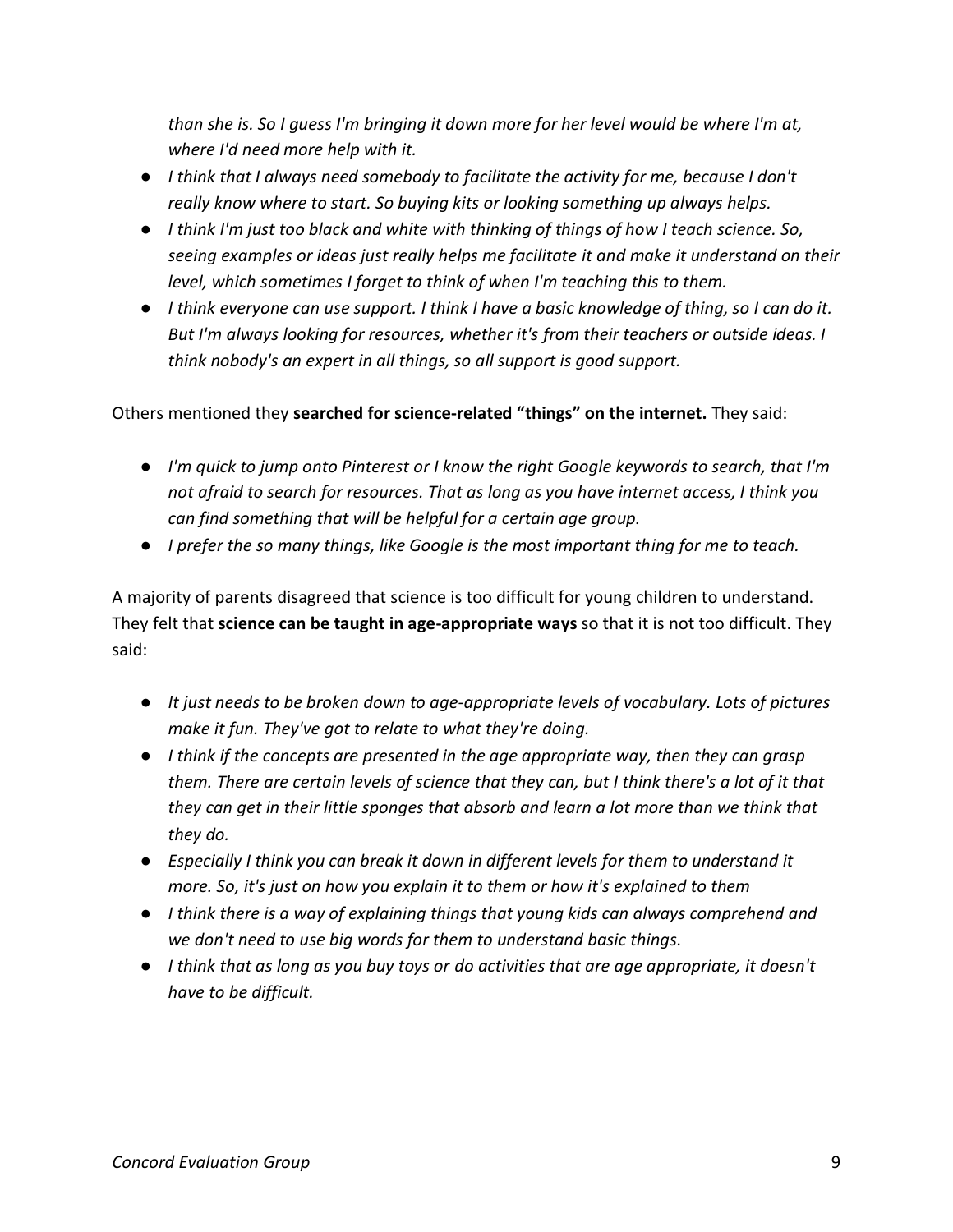*than she is. So I guess I'm bringing it down more for her level would be where I'm at, where I'd need more help with it.*

- *I think that I always need somebody to facilitate the activity for me, because I don't really know where to start. So buying kits or looking something up always helps.*
- *I think I'm just too black and white with thinking of things of how I teach science. So, seeing examples or ideas just really helps me facilitate it and make it understand on their level, which sometimes I forget to think of when I'm teaching this to them.*
- *I think everyone can use support. I think I have a basic knowledge of thing, so I can do it. But I'm always looking for resources, whether it's from their teachers or outside ideas. I think nobody's an expert in all things, so all support is good support.*

Others mentioned they **searched for science-related "things" on the internet.** They said:

- *I'm quick to jump onto Pinterest or I know the right Google keywords to search, that I'm not afraid to search for resources. That as long as you have internet access, I think you can find something that will be helpful for a certain age group.*
- *I prefer the so many things, like Google is the most important thing for me to teach.*

A majority of parents disagreed that science is too difficult for young children to understand. They felt that **science can be taught in age-appropriate ways** so that it is not too difficult. They said:

- *It just needs to be broken down to age-appropriate levels of vocabulary. Lots of pictures make it fun. They've got to relate to what they're doing.*
- *I think if the concepts are presented in the age appropriate way, then they can grasp them. There are certain levels of science that they can, but I think there's a lot of it that they can get in their little sponges that absorb and learn a lot more than we think that they do.*
- *Especially I think you can break it down in different levels for them to understand it more. So, it's just on how you explain it to them or how it's explained to them*
- *I think there is a way of explaining things that young kids can always comprehend and we don't need to use big words for them to understand basic things.*
- *I think that as long as you buy toys or do activities that are age appropriate, it doesn't have to be difficult.*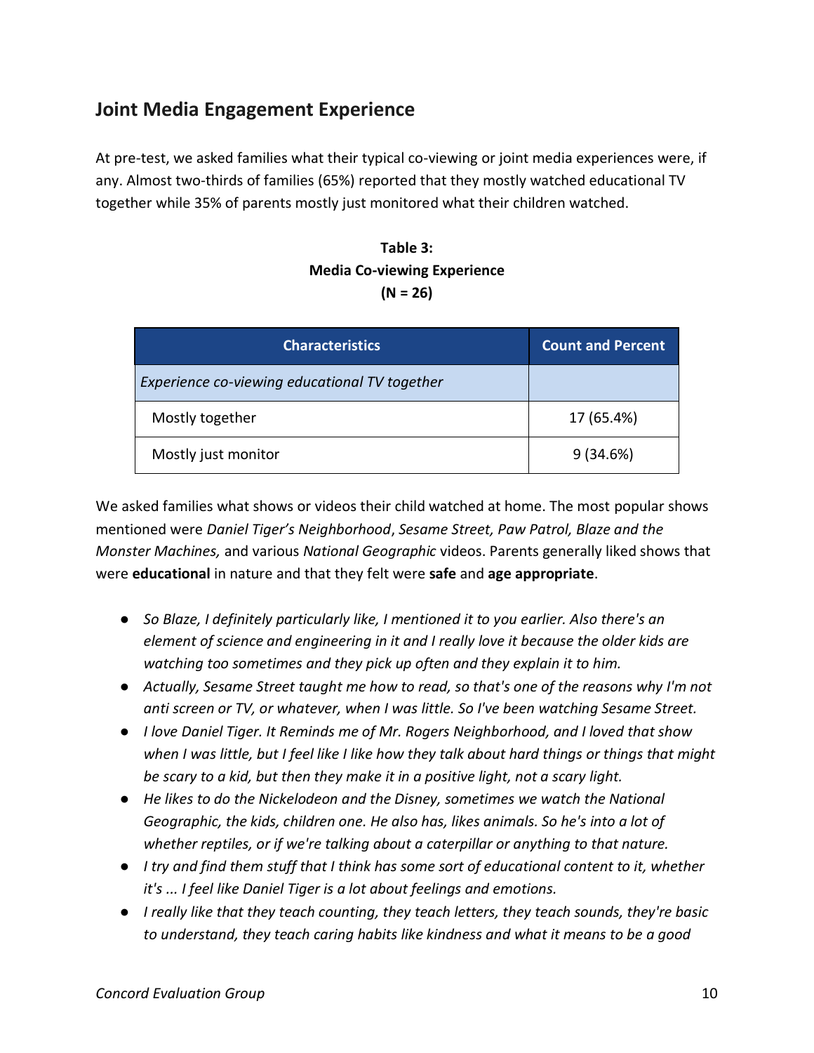## Joint Media Engagement Experience

At pre-test, we asked families what their typical co-viewing or joint media experiences were, if any. Almost two-thirds of families (65%) reported that they mostly watched educational TV together while 35% of parents mostly just monitored what their children watched.

**Table 3:**
**Media Co-viewing Experience**
**(N = 26)**

| Characteristics | Count and Percent |
|---|---|
| *Experience co-viewing educational TV together* | |
| Mostly together | 17 (65.4%) |
| Mostly just monitor | 9 (34.6%) |

We asked families what shows or videos their child watched at home. The most popular shows mentioned were *Daniel Tiger's Neighborhood*, *Sesame Street, Paw Patrol, Blaze and the Monster Machines,* and various *National Geographic* videos. Parents generally liked shows that were **educational** in nature and that they felt were **safe** and **age appropriate**.

- *So Blaze, I definitely particularly like, I mentioned it to you earlier. Also there's an element of science and engineering in it and I really love it because the older kids are watching too sometimes and they pick up often and they explain it to him.*
- *Actually, Sesame Street taught me how to read, so that's one of the reasons why I'm not anti screen or TV, or whatever, when I was little. So I've been watching Sesame Street.*
- *I love Daniel Tiger. It Reminds me of Mr. Rogers Neighborhood, and I loved that show when I was little, but I feel like I like how they talk about hard things or things that might be scary to a kid, but then they make it in a positive light, not a scary light.*
- *He likes to do the Nickelodeon and the Disney, sometimes we watch the National Geographic, the kids, children one. He also has, likes animals. So he's into a lot of whether reptiles, or if we're talking about a caterpillar or anything to that nature.*
- *I try and find them stuff that I think has some sort of educational content to it, whether it's ... I feel like Daniel Tiger is a lot about feelings and emotions.*
- *I really like that they teach counting, they teach letters, they teach sounds, they're basic to understand, they teach caring habits like kindness and what it means to be a good*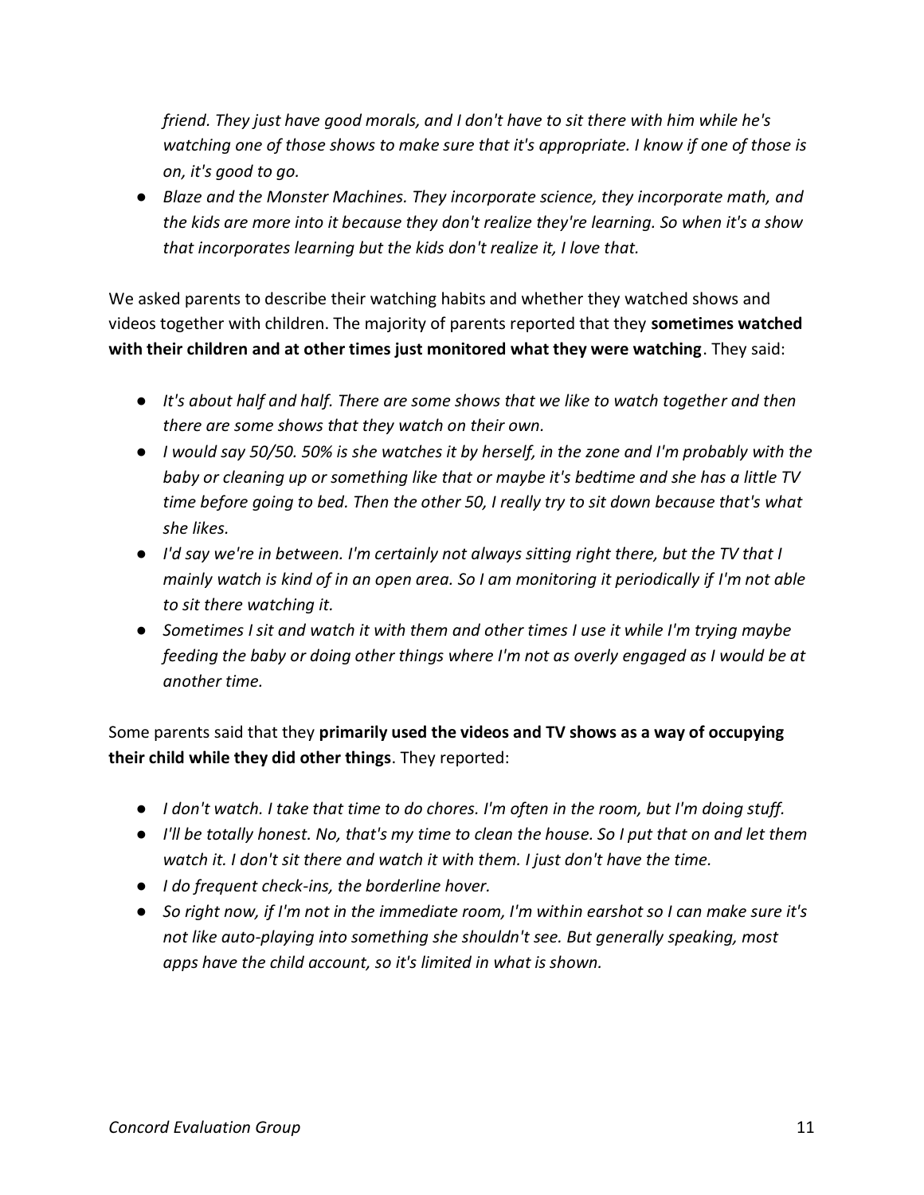*friend. They just have good morals, and I don't have to sit there with him while he's watching one of those shows to make sure that it's appropriate. I know if one of those is on, it's good to go.*

- *Blaze and the Monster Machines. They incorporate science, they incorporate math, and the kids are more into it because they don't realize they're learning. So when it's a show that incorporates learning but the kids don't realize it, I love that.*

We asked parents to describe their watching habits and whether they watched shows and videos together with children. The majority of parents reported that they **sometimes watched with their children and at other times just monitored what they were watching**. They said:

- *It's about half and half. There are some shows that we like to watch together and then there are some shows that they watch on their own.*
- *I would say 50/50. 50% is she watches it by herself, in the zone and I'm probably with the baby or cleaning up or something like that or maybe it's bedtime and she has a little TV time before going to bed. Then the other 50, I really try to sit down because that's what she likes.*
- *I'd say we're in between. I'm certainly not always sitting right there, but the TV that I mainly watch is kind of in an open area. So I am monitoring it periodically if I'm not able to sit there watching it.*
- *Sometimes I sit and watch it with them and other times I use it while I'm trying maybe feeding the baby or doing other things where I'm not as overly engaged as I would be at another time.*

Some parents said that they **primarily used the videos and TV shows as a way of occupying their child while they did other things**. They reported:

- *I don't watch. I take that time to do chores. I'm often in the room, but I'm doing stuff.*
- *I'll be totally honest. No, that's my time to clean the house. So I put that on and let them watch it. I don't sit there and watch it with them. I just don't have the time.*
- *I do frequent check-ins, the borderline hover.*
- *So right now, if I'm not in the immediate room, I'm within earshot so I can make sure it's not like auto-playing into something she shouldn't see. But generally speaking, most apps have the child account, so it's limited in what is shown.*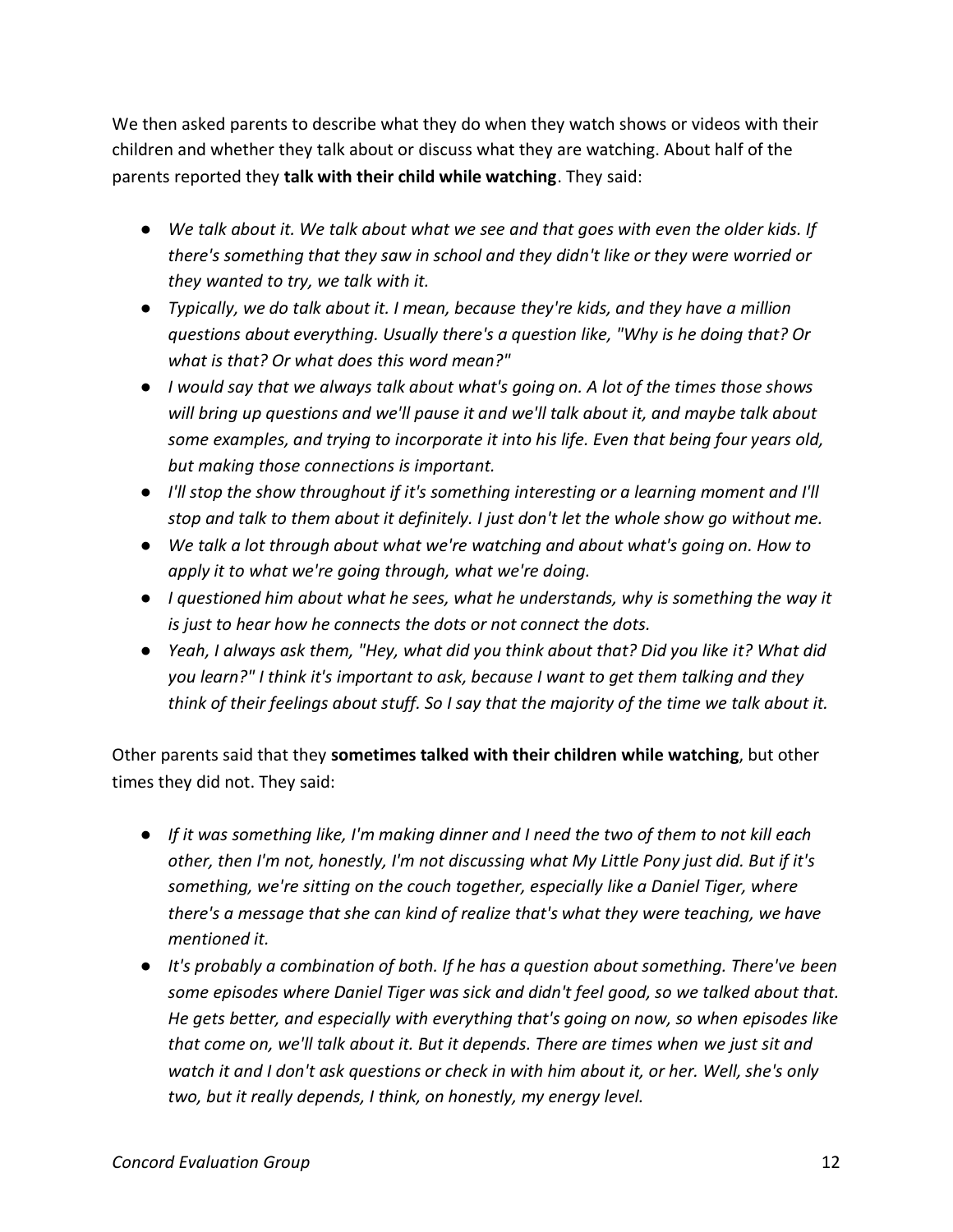We then asked parents to describe what they do when they watch shows or videos with their children and whether they talk about or discuss what they are watching. About half of the parents reported they **talk with their child while watching**. They said:

- *We talk about it. We talk about what we see and that goes with even the older kids. If there's something that they saw in school and they didn't like or they were worried or they wanted to try, we talk with it.*
- *Typically, we do talk about it. I mean, because they're kids, and they have a million questions about everything. Usually there's a question like, "Why is he doing that? Or what is that? Or what does this word mean?"*
- *I would say that we always talk about what's going on. A lot of the times those shows will bring up questions and we'll pause it and we'll talk about it, and maybe talk about some examples, and trying to incorporate it into his life. Even that being four years old, but making those connections is important.*
- *I'll stop the show throughout if it's something interesting or a learning moment and I'll stop and talk to them about it definitely. I just don't let the whole show go without me.*
- *We talk a lot through about what we're watching and about what's going on. How to apply it to what we're going through, what we're doing.*
- *I questioned him about what he sees, what he understands, why is something the way it is just to hear how he connects the dots or not connect the dots.*
- *Yeah, I always ask them, "Hey, what did you think about that? Did you like it? What did you learn?" I think it's important to ask, because I want to get them talking and they think of their feelings about stuff. So I say that the majority of the time we talk about it.*

Other parents said that they **sometimes talked with their children while watching**, but other times they did not. They said:

- *If it was something like, I'm making dinner and I need the two of them to not kill each other, then I'm not, honestly, I'm not discussing what My Little Pony just did. But if it's something, we're sitting on the couch together, especially like a Daniel Tiger, where there's a message that she can kind of realize that's what they were teaching, we have mentioned it.*
- *It's probably a combination of both. If he has a question about something. There've been some episodes where Daniel Tiger was sick and didn't feel good, so we talked about that. He gets better, and especially with everything that's going on now, so when episodes like that come on, we'll talk about it. But it depends. There are times when we just sit and watch it and I don't ask questions or check in with him about it, or her. Well, she's only two, but it really depends, I think, on honestly, my energy level.*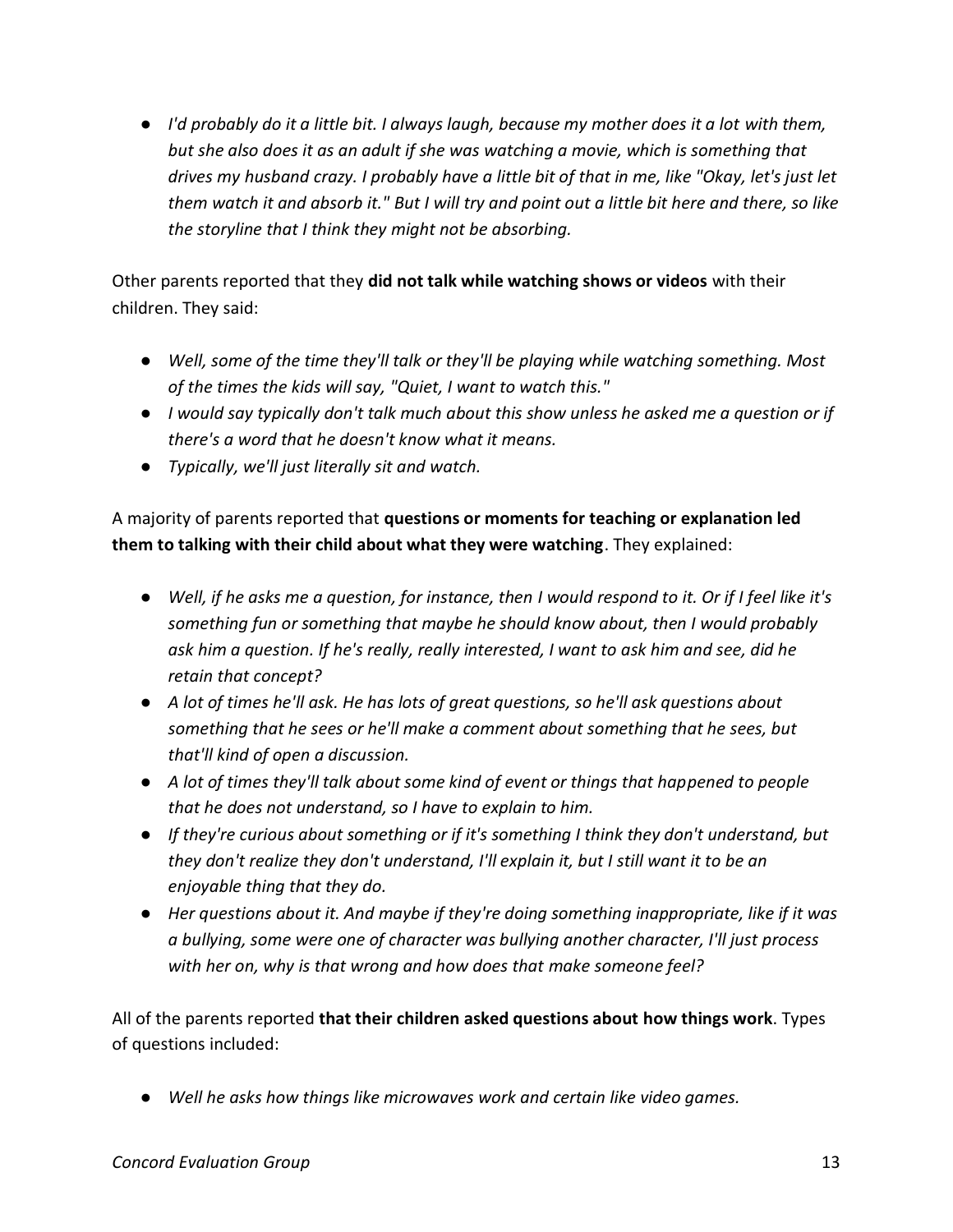- *I'd probably do it a little bit. I always laugh, because my mother does it a lot with them, but she also does it as an adult if she was watching a movie, which is something that drives my husband crazy. I probably have a little bit of that in me, like "Okay, let's just let them watch it and absorb it." But I will try and point out a little bit here and there, so like the storyline that I think they might not be absorbing.*

Other parents reported that they **did not talk while watching shows or videos** with their children. They said:

- *Well, some of the time they'll talk or they'll be playing while watching something. Most of the times the kids will say, "Quiet, I want to watch this."*
- *I would say typically don't talk much about this show unless he asked me a question or if there's a word that he doesn't know what it means.*
- *Typically, we'll just literally sit and watch.*

A majority of parents reported that **questions or moments for teaching or explanation led them to talking with their child about what they were watching**. They explained:

- *Well, if he asks me a question, for instance, then I would respond to it. Or if I feel like it's something fun or something that maybe he should know about, then I would probably ask him a question. If he's really, really interested, I want to ask him and see, did he retain that concept?*
- *A lot of times he'll ask. He has lots of great questions, so he'll ask questions about something that he sees or he'll make a comment about something that he sees, but that'll kind of open a discussion.*
- *A lot of times they'll talk about some kind of event or things that happened to people that he does not understand, so I have to explain to him.*
- *If they're curious about something or if it's something I think they don't understand, but they don't realize they don't understand, I'll explain it, but I still want it to be an enjoyable thing that they do.*
- *Her questions about it. And maybe if they're doing something inappropriate, like if it was a bullying, some were one of character was bullying another character, I'll just process with her on, why is that wrong and how does that make someone feel?*

All of the parents reported **that their children asked questions about how things work**. Types of questions included:

- *Well he asks how things like microwaves work and certain like video games.*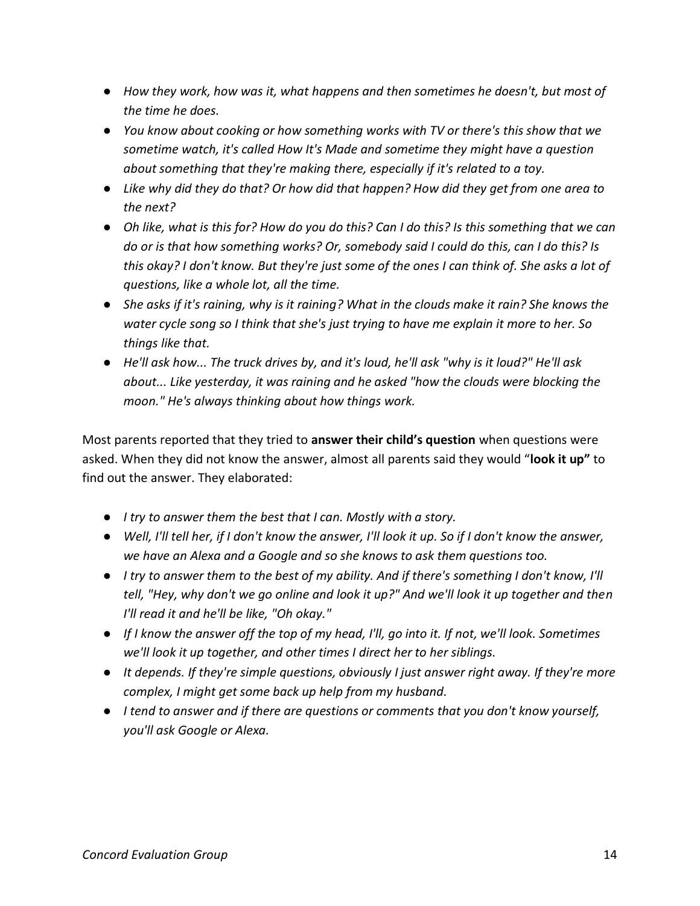- *How they work, how was it, what happens and then sometimes he doesn't, but most of the time he does.*
- *You know about cooking or how something works with TV or there's this show that we sometime watch, it's called How It's Made and sometime they might have a question about something that they're making there, especially if it's related to a toy.*
- *Like why did they do that? Or how did that happen? How did they get from one area to the next?*
- *Oh like, what is this for? How do you do this? Can I do this? Is this something that we can do or is that how something works? Or, somebody said I could do this, can I do this? Is this okay? I don't know. But they're just some of the ones I can think of. She asks a lot of questions, like a whole lot, all the time.*
- *She asks if it's raining, why is it raining? What in the clouds make it rain? She knows the water cycle song so I think that she's just trying to have me explain it more to her. So things like that.*
- *He'll ask how... The truck drives by, and it's loud, he'll ask "why is it loud?" He'll ask about... Like yesterday, it was raining and he asked "how the clouds were blocking the moon." He's always thinking about how things work.*

Most parents reported that they tried to **answer their child's question** when questions were asked. When they did not know the answer, almost all parents said they would "**look it up"** to find out the answer. They elaborated:

- *I try to answer them the best that I can. Mostly with a story.*
- *Well, I'll tell her, if I don't know the answer, I'll look it up. So if I don't know the answer, we have an Alexa and a Google and so she knows to ask them questions too.*
- *I try to answer them to the best of my ability. And if there's something I don't know, I'll tell, "Hey, why don't we go online and look it up?" And we'll look it up together and then I'll read it and he'll be like, "Oh okay."*
- *If I know the answer off the top of my head, I'll, go into it. If not, we'll look. Sometimes we'll look it up together, and other times I direct her to her siblings.*
- *It depends. If they're simple questions, obviously I just answer right away. If they're more complex, I might get some back up help from my husband.*
- *I tend to answer and if there are questions or comments that you don't know yourself, you'll ask Google or Alexa.*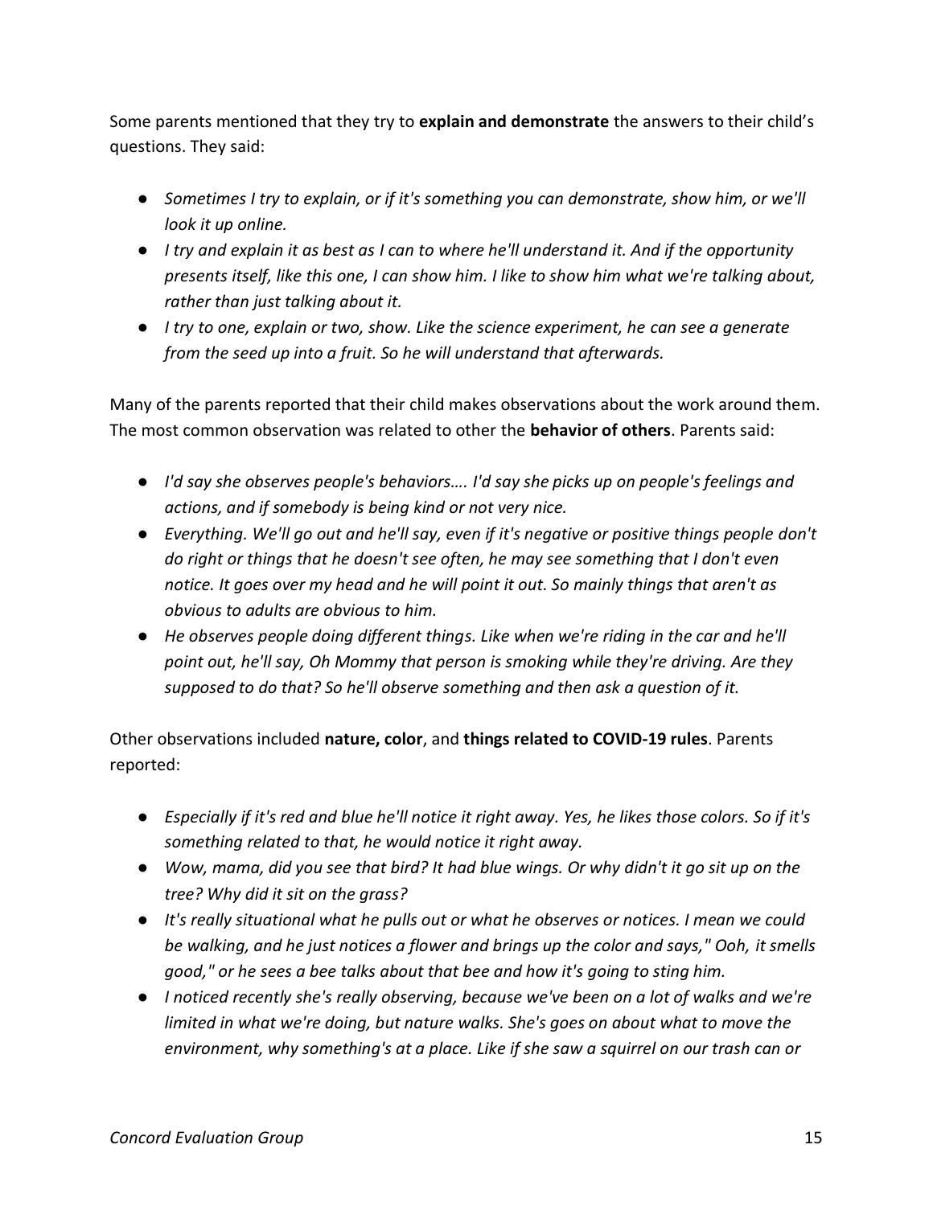Some parents mentioned that they try to **explain and demonstrate** the answers to their child's questions. They said:

- *Sometimes I try to explain, or if it's something you can demonstrate, show him, or we'll look it up online.*
- *I try and explain it as best as I can to where he'll understand it. And if the opportunity presents itself, like this one, I can show him. I like to show him what we're talking about, rather than just talking about it.*
- *I try to one, explain or two, show. Like the science experiment, he can see a generate from the seed up into a fruit. So he will understand that afterwards.*

Many of the parents reported that their child makes observations about the work around them. The most common observation was related to other the **behavior of others**. Parents said:

- *I'd say she observes people's behaviors…. I'd say she picks up on people's feelings and actions, and if somebody is being kind or not very nice.*
- *Everything. We'll go out and he'll say, even if it's negative or positive things people don't do right or things that he doesn't see often, he may see something that I don't even notice. It goes over my head and he will point it out. So mainly things that aren't as obvious to adults are obvious to him.*
- *He observes people doing different things. Like when we're riding in the car and he'll point out, he'll say, Oh Mommy that person is smoking while they're driving. Are they supposed to do that? So he'll observe something and then ask a question of it.*

Other observations included **nature, color**, and **things related to COVID-19 rules**. Parents reported:

- *Especially if it's red and blue he'll notice it right away. Yes, he likes those colors. So if it's something related to that, he would notice it right away.*
- *Wow, mama, did you see that bird? It had blue wings. Or why didn't it go sit up on the tree? Why did it sit on the grass?*
- *It's really situational what he pulls out or what he observes or notices. I mean we could be walking, and he just notices a flower and brings up the color and says," Ooh, it smells good," or he sees a bee talks about that bee and how it's going to sting him.*
- *I noticed recently she's really observing, because we've been on a lot of walks and we're limited in what we're doing, but nature walks. She's goes on about what to move the environment, why something's at a place. Like if she saw a squirrel on our trash can or*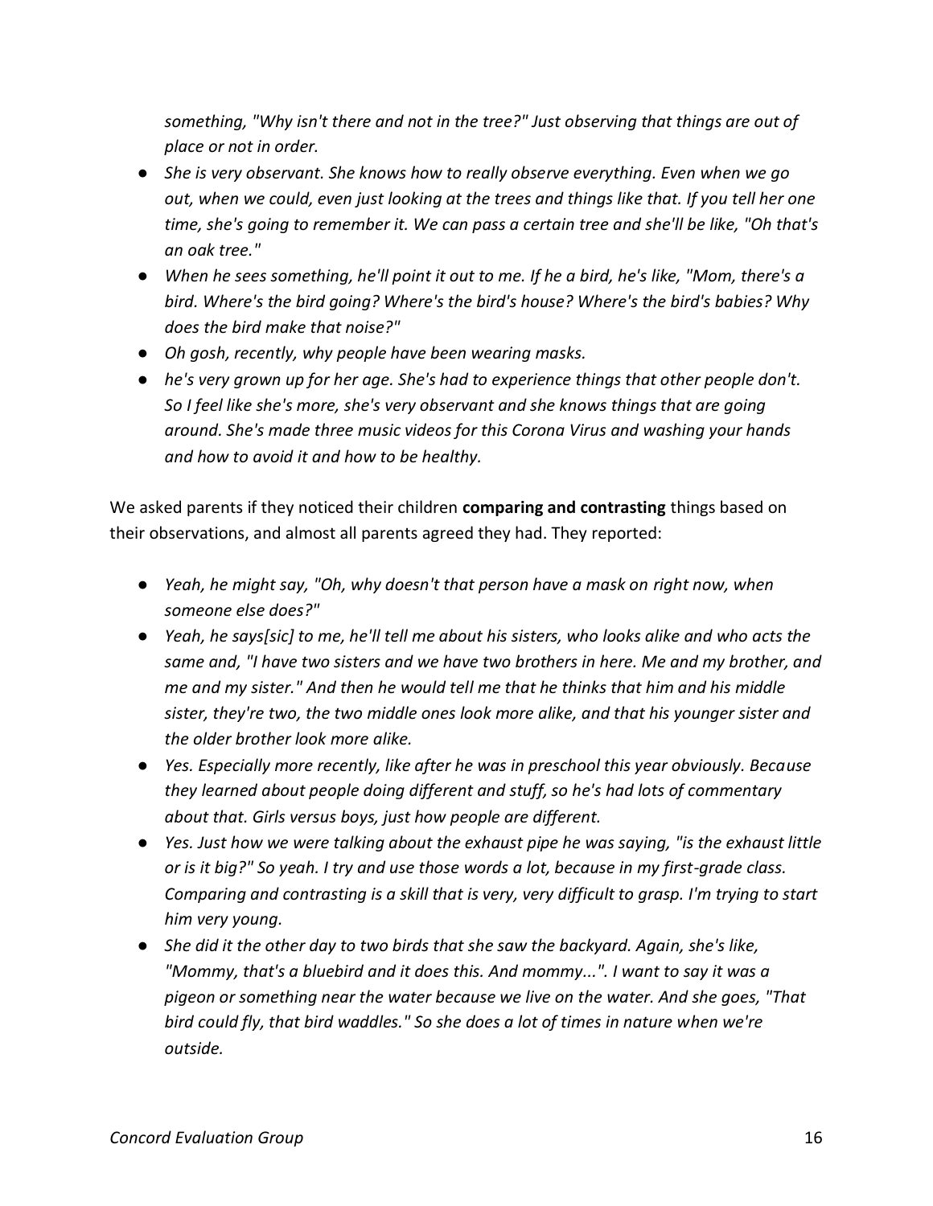*something, "Why isn't there and not in the tree?" Just observing that things are out of place or not in order.*

- *She is very observant. She knows how to really observe everything. Even when we go out, when we could, even just looking at the trees and things like that. If you tell her one time, she's going to remember it. We can pass a certain tree and she'll be like, "Oh that's an oak tree."*
- *When he sees something, he'll point it out to me. If he a bird, he's like, "Mom, there's a bird. Where's the bird going? Where's the bird's house? Where's the bird's babies? Why does the bird make that noise?"*
- *Oh gosh, recently, why people have been wearing masks.*
- *he's very grown up for her age. She's had to experience things that other people don't. So I feel like she's more, she's very observant and she knows things that are going around. She's made three music videos for this Corona Virus and washing your hands and how to avoid it and how to be healthy.*

We asked parents if they noticed their children **comparing and contrasting** things based on their observations, and almost all parents agreed they had. They reported:

- *Yeah, he might say, "Oh, why doesn't that person have a mask on right now, when someone else does?"*
- *Yeah, he says[sic] to me, he'll tell me about his sisters, who looks alike and who acts the same and, "I have two sisters and we have two brothers in here. Me and my brother, and me and my sister." And then he would tell me that he thinks that him and his middle sister, they're two, the two middle ones look more alike, and that his younger sister and the older brother look more alike.*
- *Yes. Especially more recently, like after he was in preschool this year obviously. Because they learned about people doing different and stuff, so he's had lots of commentary about that. Girls versus boys, just how people are different.*
- *Yes. Just how we were talking about the exhaust pipe he was saying, "is the exhaust little or is it big?" So yeah. I try and use those words a lot, because in my first-grade class. Comparing and contrasting is a skill that is very, very difficult to grasp. I'm trying to start him very young.*
- *She did it the other day to two birds that she saw the backyard. Again, she's like, "Mommy, that's a bluebird and it does this. And mommy...". I want to say it was a pigeon or something near the water because we live on the water. And she goes, "That bird could fly, that bird waddles." So she does a lot of times in nature when we're outside.*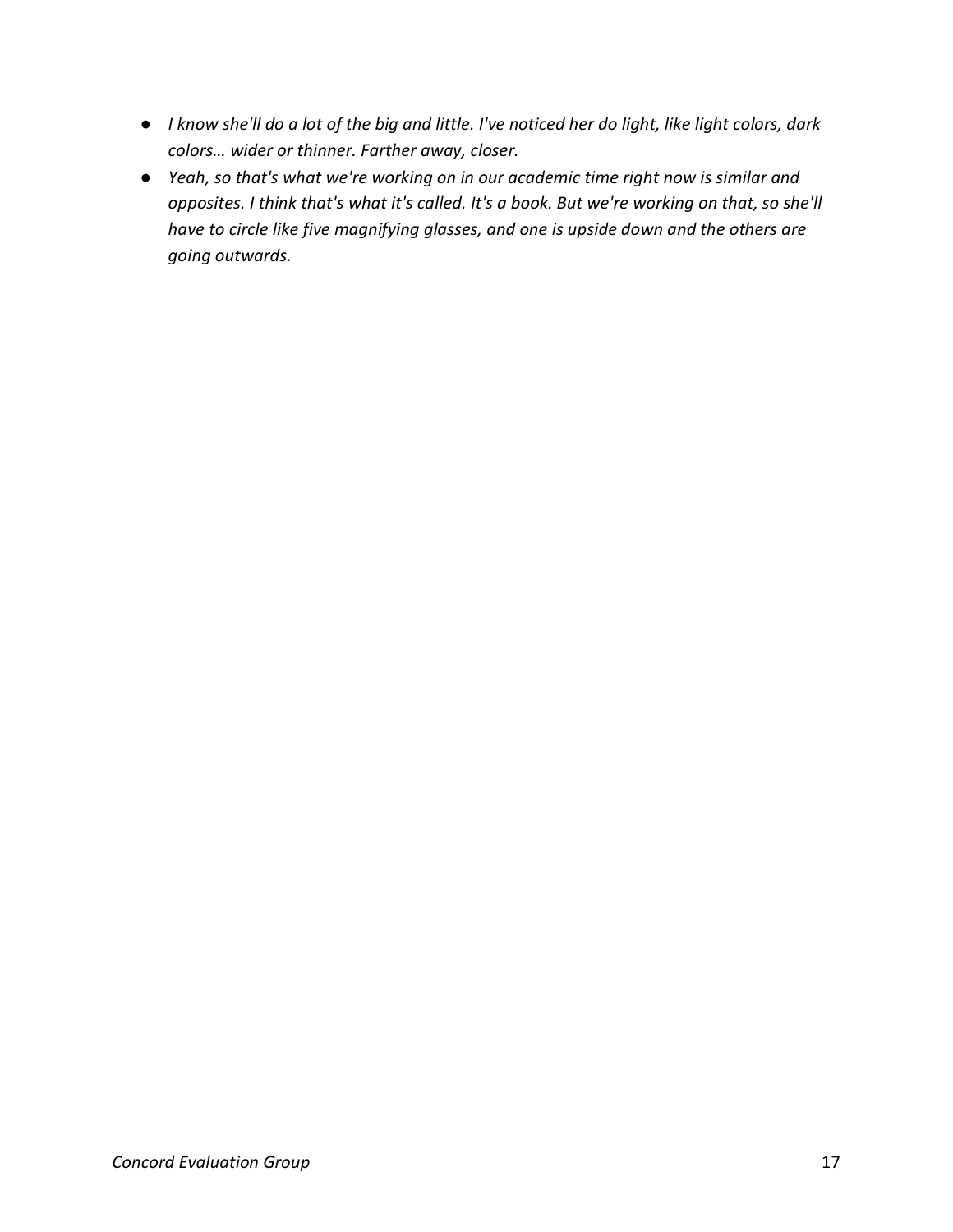- *I know she'll do a lot of the big and little. I've noticed her do light, like light colors, dark colors… wider or thinner. Farther away, closer.*
- *Yeah, so that's what we're working on in our academic time right now is similar and opposites. I think that's what it's called. It's a book. But we're working on that, so she'll have to circle like five magnifying glasses, and one is upside down and the others are going outwards.*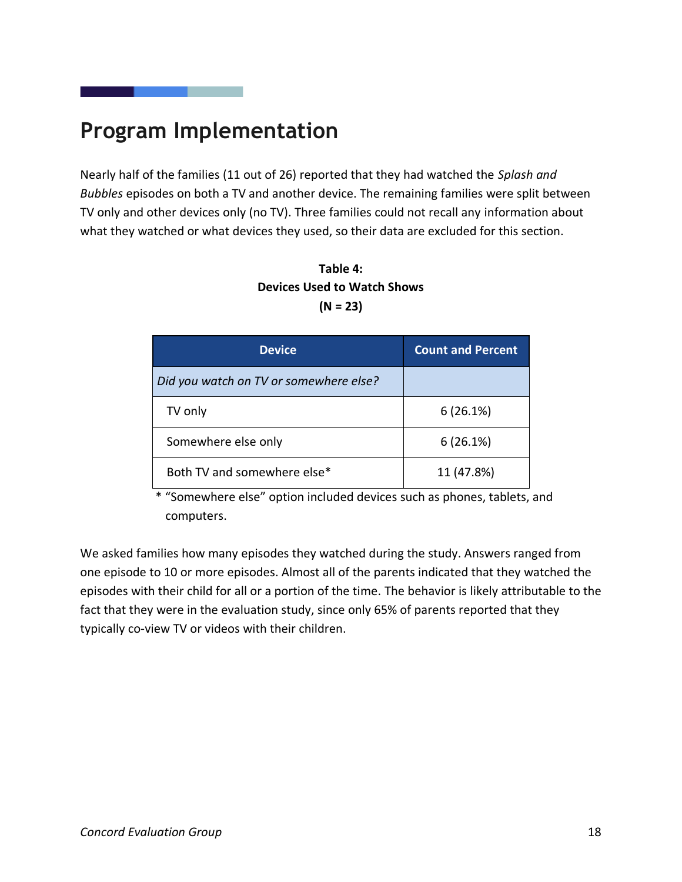# Program Implementation

Nearly half of the families (11 out of 26) reported that they had watched the *Splash and Bubbles* episodes on both a TV and another device. The remaining families were split between TV only and other devices only (no TV). Three families could not recall any information about what they watched or what devices they used, so their data are excluded for this section.

**Table 4: Devices Used to Watch Shows (N = 23)**

| Device | Count and Percent |
|---|---|
| *Did you watch on TV or somewhere else?* | |
| TV only | 6 (26.1%) |
| Somewhere else only | 6 (26.1%) |
| Both TV and somewhere else* | 11 (47.8%) |

* "Somewhere else" option included devices such as phones, tablets, and computers.

We asked families how many episodes they watched during the study. Answers ranged from one episode to 10 or more episodes. Almost all of the parents indicated that they watched the episodes with their child for all or a portion of the time. The behavior is likely attributable to the fact that they were in the evaluation study, since only 65% of parents reported that they typically co-view TV or videos with their children.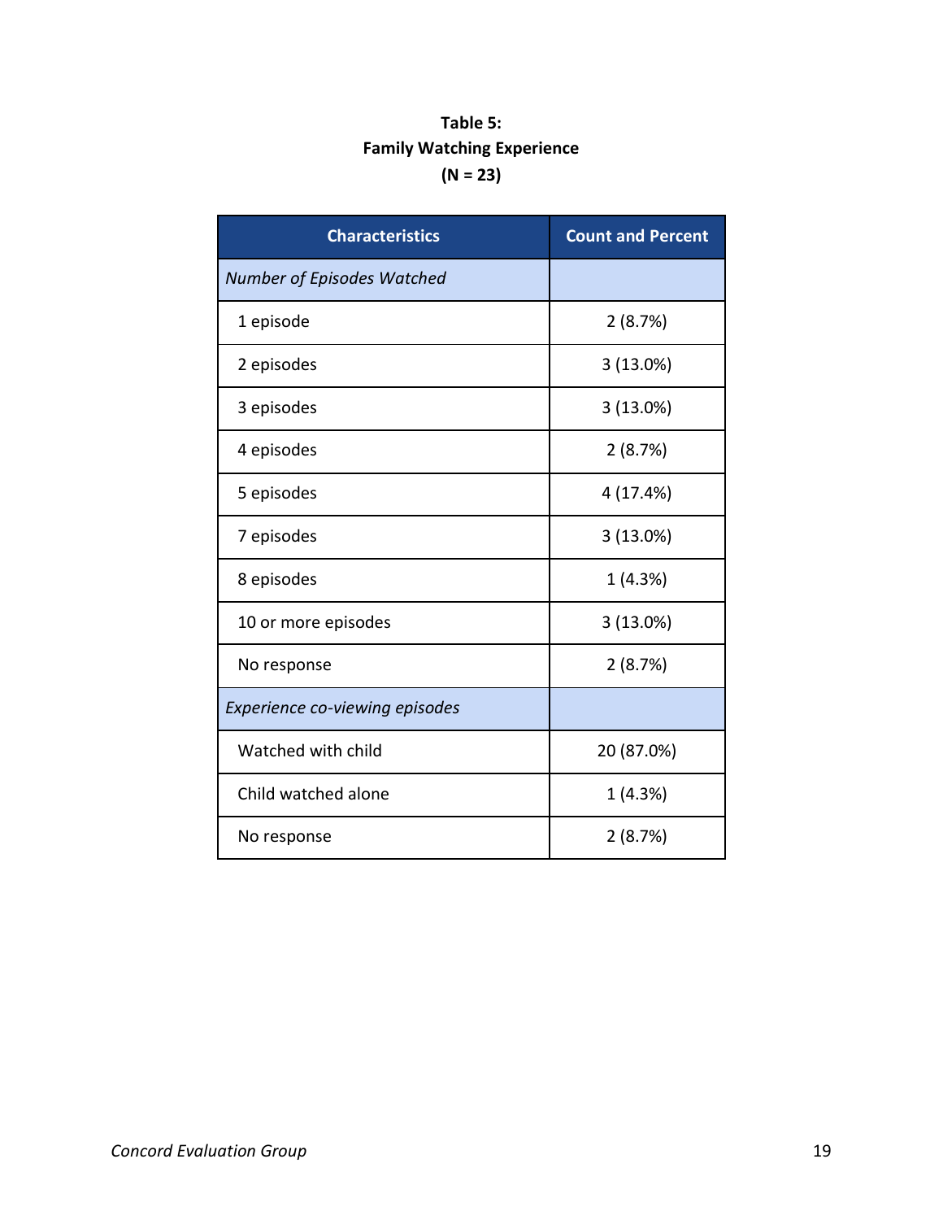**Table 5:**
**Family Watching Experience**
**(N = 23)**

| Characteristics | Count and Percent |
|---|---|
| *Number of Episodes Watched* | |
| 1 episode | 2 (8.7%) |
| 2 episodes | 3 (13.0%) |
| 3 episodes | 3 (13.0%) |
| 4 episodes | 2 (8.7%) |
| 5 episodes | 4 (17.4%) |
| 7 episodes | 3 (13.0%) |
| 8 episodes | 1 (4.3%) |
| 10 or more episodes | 3 (13.0%) |
| No response | 2 (8.7%) |
| *Experience co-viewing episodes* | |
| Watched with child | 20 (87.0%) |
| Child watched alone | 1 (4.3%) |
| No response | 2 (8.7%) |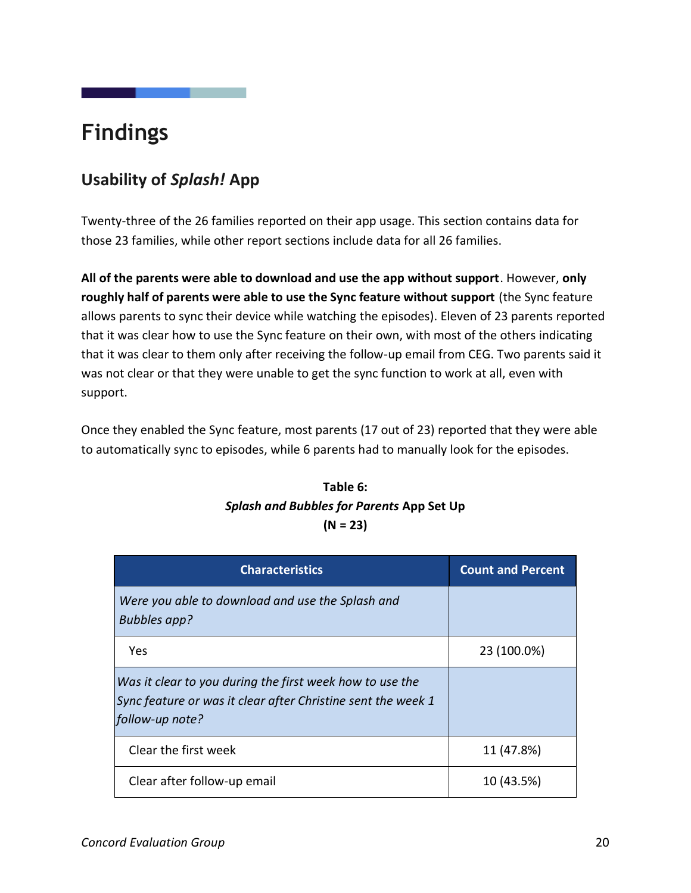# Findings

## Usability of *Splash!* App

Twenty-three of the 26 families reported on their app usage. This section contains data for those 23 families, while other report sections include data for all 26 families.

**All of the parents were able to download and use the app without support**. However, **only roughly half of parents were able to use the Sync feature without support** (the Sync feature allows parents to sync their device while watching the episodes). Eleven of 23 parents reported that it was clear how to use the Sync feature on their own, with most of the others indicating that it was clear to them only after receiving the follow-up email from CEG. Two parents said it was not clear or that they were unable to get the sync function to work at all, even with support.

Once they enabled the Sync feature, most parents (17 out of 23) reported that they were able to automatically sync to episodes, while 6 parents had to manually look for the episodes.

**Table 6:**
***Splash and Bubbles for Parents* App Set Up**
**(N = 23)**

| Characteristics | Count and Percent |
|---|---|
| *Were you able to download and use the Splash and Bubbles app?* | |
| Yes | 23 (100.0%) |
| *Was it clear to you during the first week how to use the Sync feature or was it clear after Christine sent the week 1 follow-up note?* | |
| Clear the first week | 11 (47.8%) |
| Clear after follow-up email | 10 (43.5%) |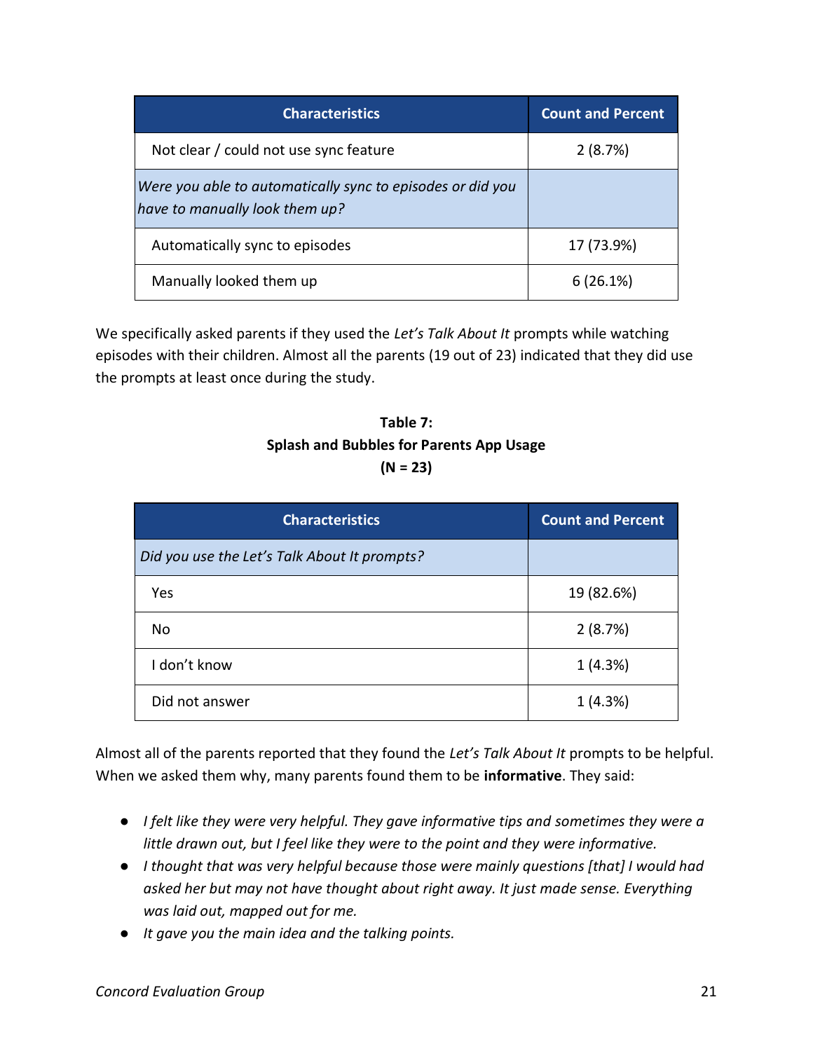| Characteristics | Count and Percent |
|---|---|
| Not clear / could not use sync feature | 2 (8.7%) |
| *Were you able to automatically sync to episodes or did you have to manually look them up?* | |
| Automatically sync to episodes | 17 (73.9%) |
| Manually looked them up | 6 (26.1%) |

We specifically asked parents if they used the *Let's Talk About It* prompts while watching episodes with their children. Almost all the parents (19 out of 23) indicated that they did use the prompts at least once during the study.

**Table 7:**
**Splash and Bubbles for Parents App Usage**
**(N = 23)**

| Characteristics | Count and Percent |
|---|---|
| *Did you use the Let's Talk About It prompts?* | |
| Yes | 19 (82.6%) |
| No | 2 (8.7%) |
| I don't know | 1 (4.3%) |
| Did not answer | 1 (4.3%) |

Almost all of the parents reported that they found the *Let's Talk About It* prompts to be helpful. When we asked them why, many parents found them to be **informative**. They said:

- *I felt like they were very helpful. They gave informative tips and sometimes they were a little drawn out, but I feel like they were to the point and they were informative.*
- *I thought that was very helpful because those were mainly questions [that] I would had asked her but may not have thought about right away. It just made sense. Everything was laid out, mapped out for me.*
- *It gave you the main idea and the talking points.*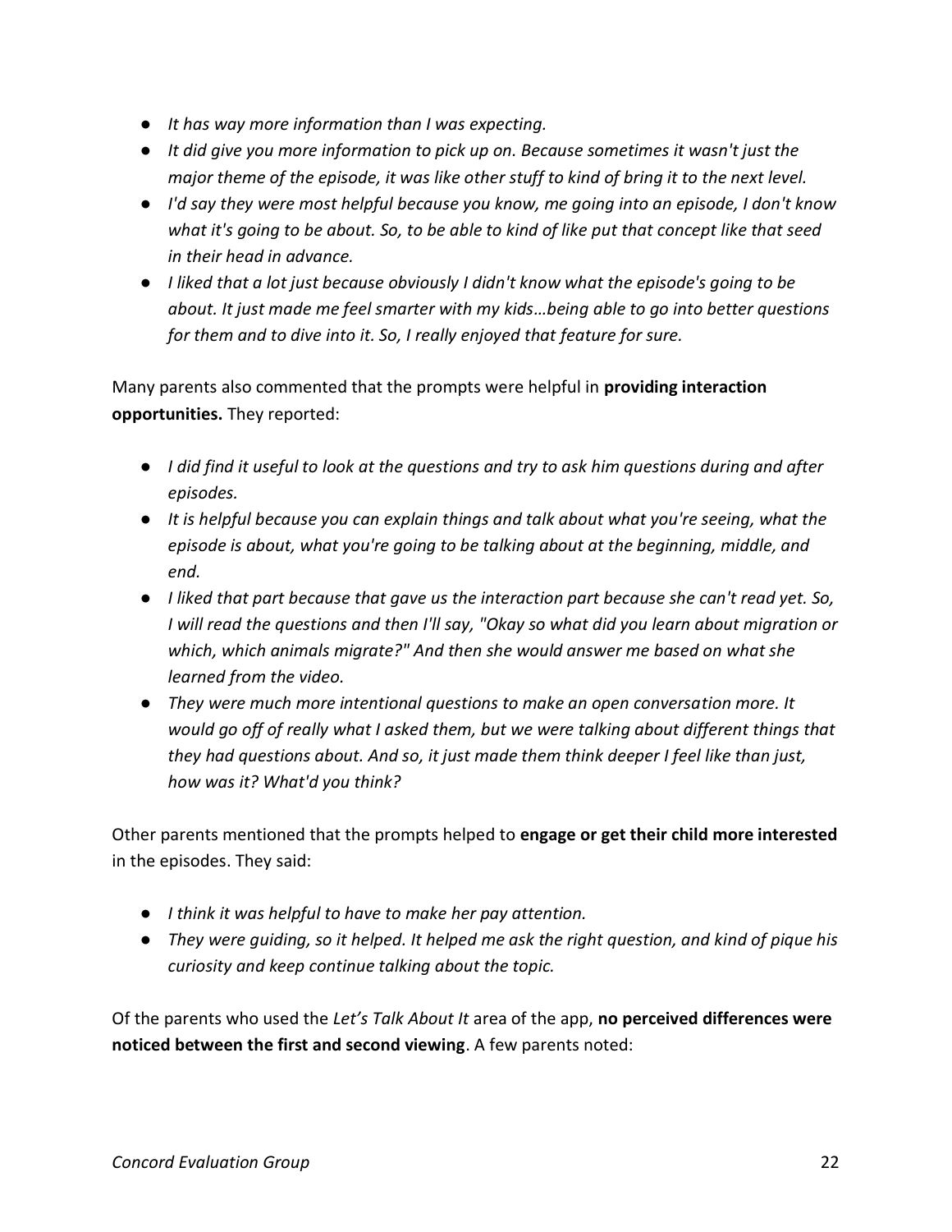- *It has way more information than I was expecting.*
- *It did give you more information to pick up on. Because sometimes it wasn't just the major theme of the episode, it was like other stuff to kind of bring it to the next level.*
- *I'd say they were most helpful because you know, me going into an episode, I don't know what it's going to be about. So, to be able to kind of like put that concept like that seed in their head in advance.*
- *I liked that a lot just because obviously I didn't know what the episode's going to be about. It just made me feel smarter with my kids…being able to go into better questions for them and to dive into it. So, I really enjoyed that feature for sure.*

Many parents also commented that the prompts were helpful in **providing interaction opportunities.** They reported:

- *I did find it useful to look at the questions and try to ask him questions during and after episodes.*
- *It is helpful because you can explain things and talk about what you're seeing, what the episode is about, what you're going to be talking about at the beginning, middle, and end.*
- *I liked that part because that gave us the interaction part because she can't read yet. So, I will read the questions and then I'll say, "Okay so what did you learn about migration or which, which animals migrate?" And then she would answer me based on what she learned from the video.*
- *They were much more intentional questions to make an open conversation more. It would go off of really what I asked them, but we were talking about different things that they had questions about. And so, it just made them think deeper I feel like than just, how was it? What'd you think?*

Other parents mentioned that the prompts helped to **engage or get their child more interested** in the episodes. They said:

- *I think it was helpful to have to make her pay attention.*
- *They were guiding, so it helped. It helped me ask the right question, and kind of pique his curiosity and keep continue talking about the topic.*

Of the parents who used the *Let's Talk About It* area of the app, **no perceived differences were noticed between the first and second viewing**. A few parents noted: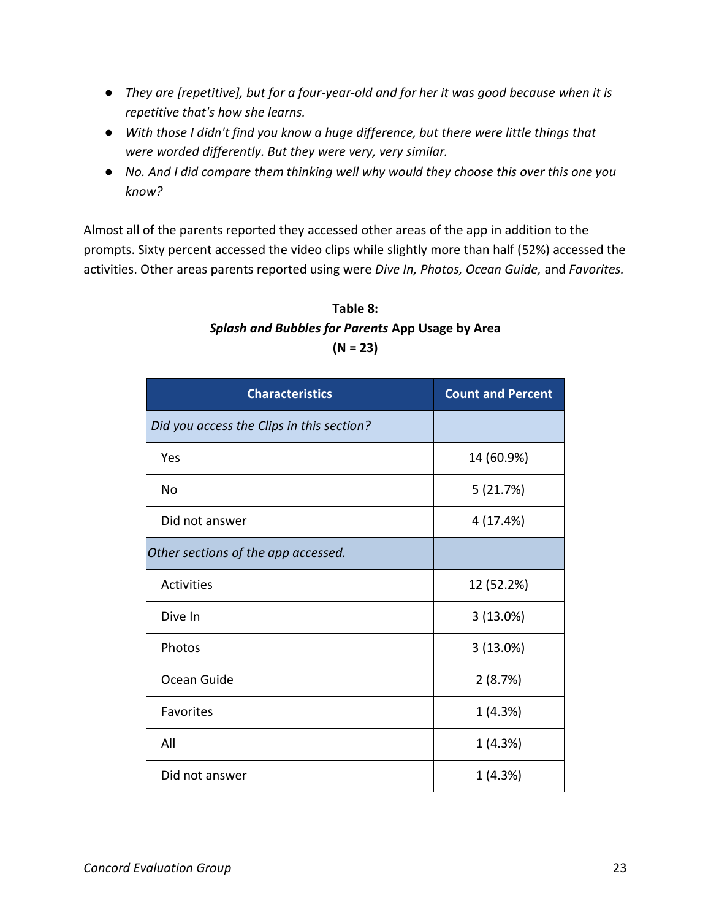- *They are [repetitive], but for a four-year-old and for her it was good because when it is repetitive that's how she learns.*
- *With those I didn't find you know a huge difference, but there were little things that were worded differently. But they were very, very similar.*
- *No. And I did compare them thinking well why would they choose this over this one you know?*

Almost all of the parents reported they accessed other areas of the app in addition to the prompts. Sixty percent accessed the video clips while slightly more than half (52%) accessed the activities. Other areas parents reported using were *Dive In, Photos, Ocean Guide,* and *Favorites.*

**Table 8:**
***Splash and Bubbles for Parents* App Usage by Area**
**(N = 23)**

| Characteristics | Count and Percent |
|---|---|
| *Did you access the Clips in this section?* | |
| Yes | 14 (60.9%) |
| No | 5 (21.7%) |
| Did not answer | 4 (17.4%) |
| *Other sections of the app accessed.* | |
| Activities | 12 (52.2%) |
| Dive In | 3 (13.0%) |
| Photos | 3 (13.0%) |
| Ocean Guide | 2 (8.7%) |
| Favorites | 1 (4.3%) |
| All | 1 (4.3%) |
| Did not answer | 1 (4.3%) |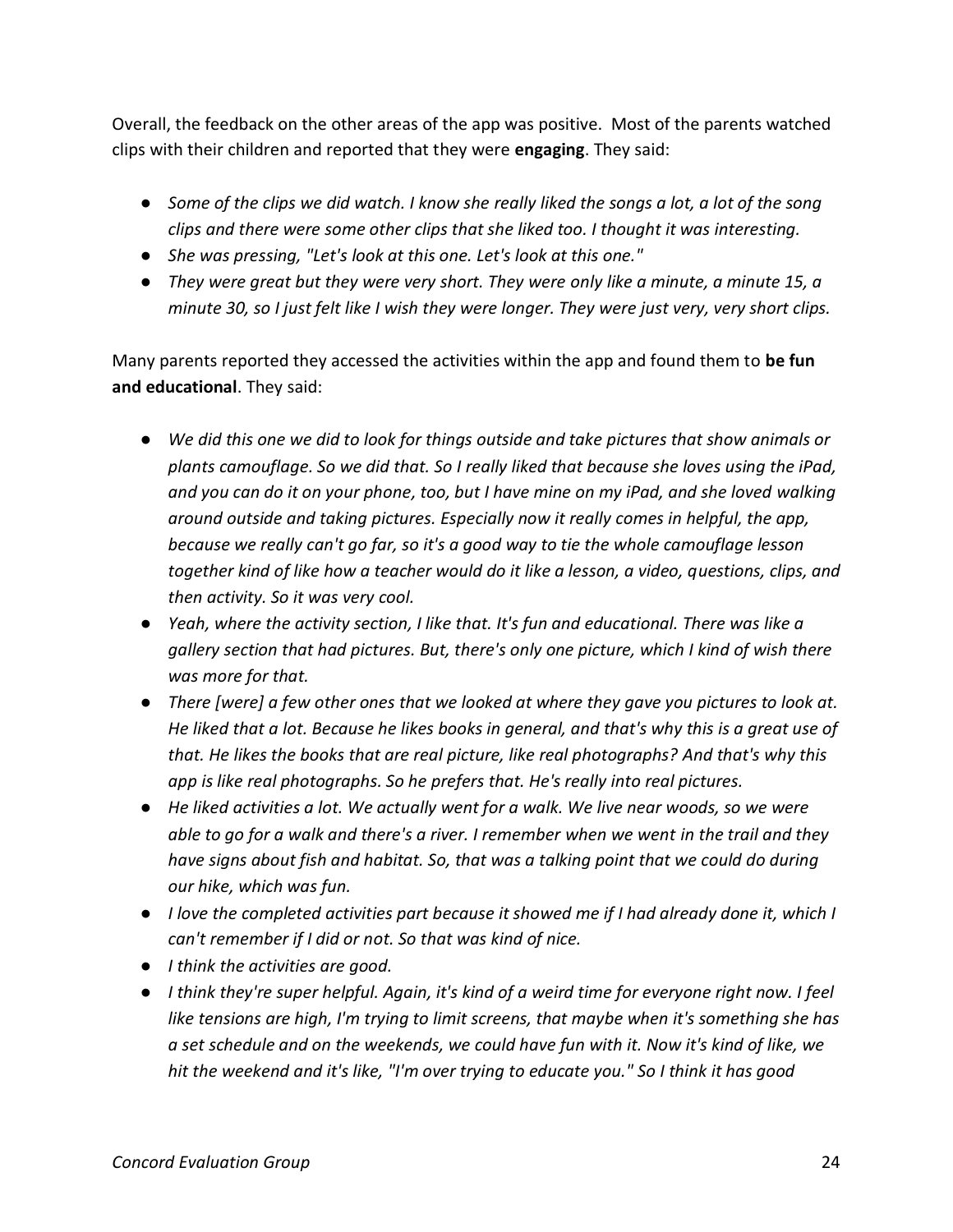Overall, the feedback on the other areas of the app was positive. Most of the parents watched clips with their children and reported that they were **engaging**. They said:

- *Some of the clips we did watch. I know she really liked the songs a lot, a lot of the song clips and there were some other clips that she liked too. I thought it was interesting.*
- *She was pressing, "Let's look at this one. Let's look at this one."*
- *They were great but they were very short. They were only like a minute, a minute 15, a minute 30, so I just felt like I wish they were longer. They were just very, very short clips.*

Many parents reported they accessed the activities within the app and found them to **be fun and educational**. They said:

- *We did this one we did to look for things outside and take pictures that show animals or plants camouflage. So we did that. So I really liked that because she loves using the iPad, and you can do it on your phone, too, but I have mine on my iPad, and she loved walking around outside and taking pictures. Especially now it really comes in helpful, the app, because we really can't go far, so it's a good way to tie the whole camouflage lesson together kind of like how a teacher would do it like a lesson, a video, questions, clips, and then activity. So it was very cool.*
- *Yeah, where the activity section, I like that. It's fun and educational. There was like a gallery section that had pictures. But, there's only one picture, which I kind of wish there was more for that.*
- *There [were] a few other ones that we looked at where they gave you pictures to look at. He liked that a lot. Because he likes books in general, and that's why this is a great use of that. He likes the books that are real picture, like real photographs? And that's why this app is like real photographs. So he prefers that. He's really into real pictures.*
- *He liked activities a lot. We actually went for a walk. We live near woods, so we were able to go for a walk and there's a river. I remember when we went in the trail and they have signs about fish and habitat. So, that was a talking point that we could do during our hike, which was fun.*
- *I love the completed activities part because it showed me if I had already done it, which I can't remember if I did or not. So that was kind of nice.*
- *I think the activities are good.*
- *I think they're super helpful. Again, it's kind of a weird time for everyone right now. I feel like tensions are high, I'm trying to limit screens, that maybe when it's something she has a set schedule and on the weekends, we could have fun with it. Now it's kind of like, we hit the weekend and it's like, "I'm over trying to educate you." So I think it has good*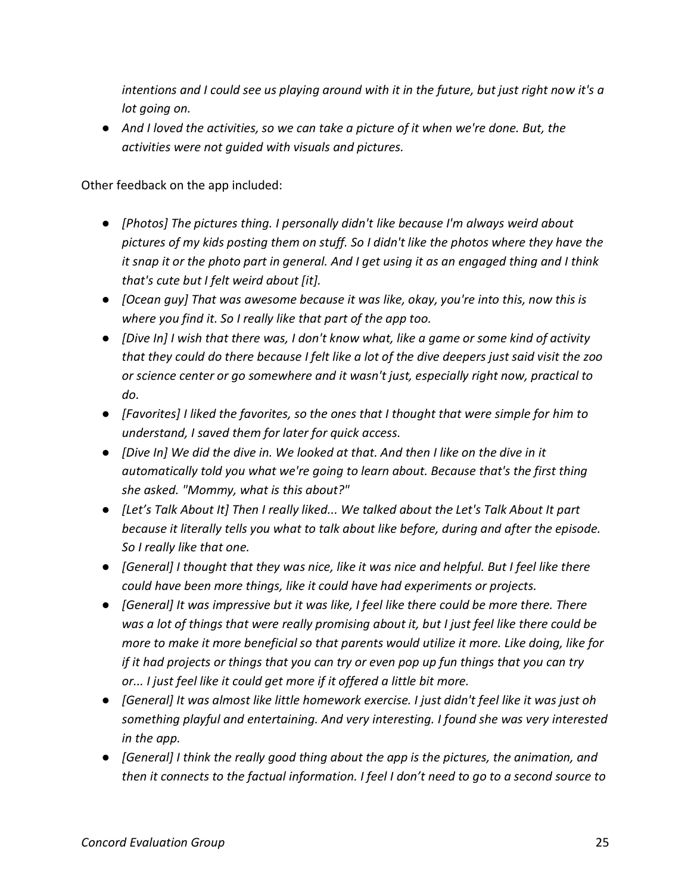*intentions and I could see us playing around with it in the future, but just right now it's a lot going on.*

- *And I loved the activities, so we can take a picture of it when we're done. But, the activities were not guided with visuals and pictures.*

Other feedback on the app included:

- *[Photos] The pictures thing. I personally didn't like because I'm always weird about pictures of my kids posting them on stuff. So I didn't like the photos where they have the it snap it or the photo part in general. And I get using it as an engaged thing and I think that's cute but I felt weird about [it].*
- *[Ocean guy] That was awesome because it was like, okay, you're into this, now this is where you find it. So I really like that part of the app too.*
- *[Dive In] I wish that there was, I don't know what, like a game or some kind of activity that they could do there because I felt like a lot of the dive deepers just said visit the zoo or science center or go somewhere and it wasn't just, especially right now, practical to do.*
- *[Favorites] I liked the favorites, so the ones that I thought that were simple for him to understand, I saved them for later for quick access.*
- *[Dive In] We did the dive in. We looked at that. And then I like on the dive in it automatically told you what we're going to learn about. Because that's the first thing she asked. "Mommy, what is this about?"*
- *[Let's Talk About It] Then I really liked... We talked about the Let's Talk About It part because it literally tells you what to talk about like before, during and after the episode. So I really like that one.*
- *[General] I thought that they was nice, like it was nice and helpful. But I feel like there could have been more things, like it could have had experiments or projects.*
- *[General] It was impressive but it was like, I feel like there could be more there. There was a lot of things that were really promising about it, but I just feel like there could be more to make it more beneficial so that parents would utilize it more. Like doing, like for if it had projects or things that you can try or even pop up fun things that you can try or... I just feel like it could get more if it offered a little bit more.*
- *[General] It was almost like little homework exercise. I just didn't feel like it was just oh something playful and entertaining. And very interesting. I found she was very interested in the app.*
- *[General] I think the really good thing about the app is the pictures, the animation, and then it connects to the factual information. I feel I don't need to go to a second source to*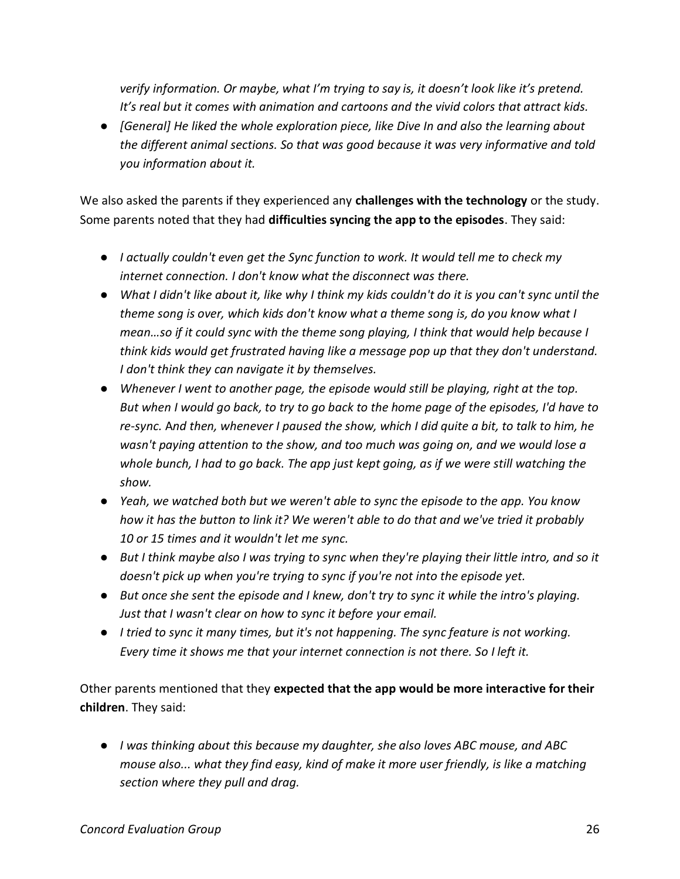*verify information. Or maybe, what I'm trying to say is, it doesn't look like it's pretend. It's real but it comes with animation and cartoons and the vivid colors that attract kids.*

- *[General] He liked the whole exploration piece, like Dive In and also the learning about the different animal sections. So that was good because it was very informative and told you information about it.*

We also asked the parents if they experienced any **challenges with the technology** or the study. Some parents noted that they had **difficulties syncing the app to the episodes**. They said:

- *I actually couldn't even get the Sync function to work. It would tell me to check my internet connection. I don't know what the disconnect was there.*
- *What I didn't like about it, like why I think my kids couldn't do it is you can't sync until the theme song is over, which kids don't know what a theme song is, do you know what I mean…so if it could sync with the theme song playing, I think that would help because I think kids would get frustrated having like a message pop up that they don't understand. I don't think they can navigate it by themselves.*
- *Whenever I went to another page, the episode would still be playing, right at the top. But when I would go back, to try to go back to the home page of the episodes, I'd have to re-sync.* A*nd then, whenever I paused the show, which I did quite a bit, to talk to him, he wasn't paying attention to the show, and too much was going on, and we would lose a whole bunch, I had to go back. The app just kept going, as if we were still watching the show.*
- *Yeah, we watched both but we weren't able to sync the episode to the app. You know how it has the button to link it? We weren't able to do that and we've tried it probably 10 or 15 times and it wouldn't let me sync.*
- *But I think maybe also I was trying to sync when they're playing their little intro, and so it doesn't pick up when you're trying to sync if you're not into the episode yet.*
- *But once she sent the episode and I knew, don't try to sync it while the intro's playing. Just that I wasn't clear on how to sync it before your email.*
- *I tried to sync it many times, but it's not happening. The sync feature is not working. Every time it shows me that your internet connection is not there. So I left it.*

Other parents mentioned that they **expected that the app would be more interactive for their children**. They said:

- *I was thinking about this because my daughter, she also loves ABC mouse, and ABC mouse also... what they find easy, kind of make it more user friendly, is like a matching section where they pull and drag.*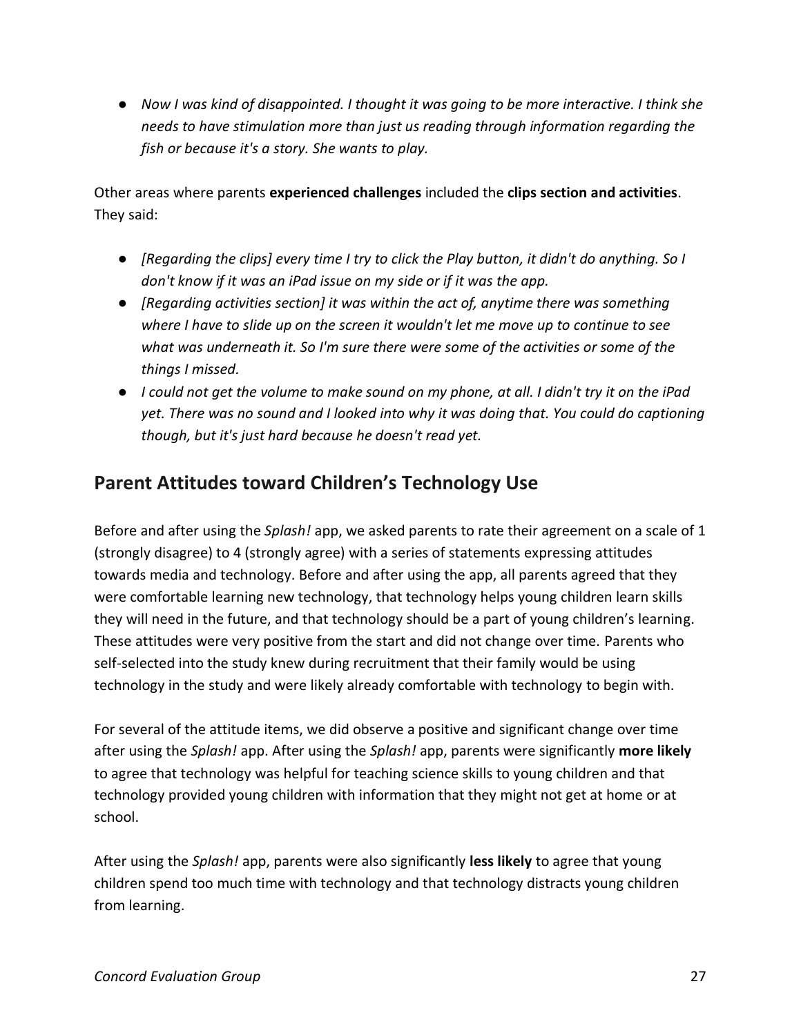- *Now I was kind of disappointed. I thought it was going to be more interactive. I think she needs to have stimulation more than just us reading through information regarding the fish or because it's a story. She wants to play.*

Other areas where parents **experienced challenges** included the **clips section and activities**. They said:

- *[Regarding the clips] every time I try to click the Play button, it didn't do anything. So I don't know if it was an iPad issue on my side or if it was the app.*
- *[Regarding activities section] it was within the act of, anytime there was something where I have to slide up on the screen it wouldn't let me move up to continue to see what was underneath it. So I'm sure there were some of the activities or some of the things I missed.*
- *I could not get the volume to make sound on my phone, at all. I didn't try it on the iPad yet. There was no sound and I looked into why it was doing that. You could do captioning though, but it's just hard because he doesn't read yet.*

## Parent Attitudes toward Children's Technology Use

Before and after using the *Splash!* app, we asked parents to rate their agreement on a scale of 1 (strongly disagree) to 4 (strongly agree) with a series of statements expressing attitudes towards media and technology. Before and after using the app, all parents agreed that they were comfortable learning new technology, that technology helps young children learn skills they will need in the future, and that technology should be a part of young children's learning. These attitudes were very positive from the start and did not change over time. Parents who self-selected into the study knew during recruitment that their family would be using technology in the study and were likely already comfortable with technology to begin with.

For several of the attitude items, we did observe a positive and significant change over time after using the *Splash!* app. After using the *Splash!* app, parents were significantly **more likely** to agree that technology was helpful for teaching science skills to young children and that technology provided young children with information that they might not get at home or at school.

After using the *Splash!* app, parents were also significantly **less likely** to agree that young children spend too much time with technology and that technology distracts young children from learning.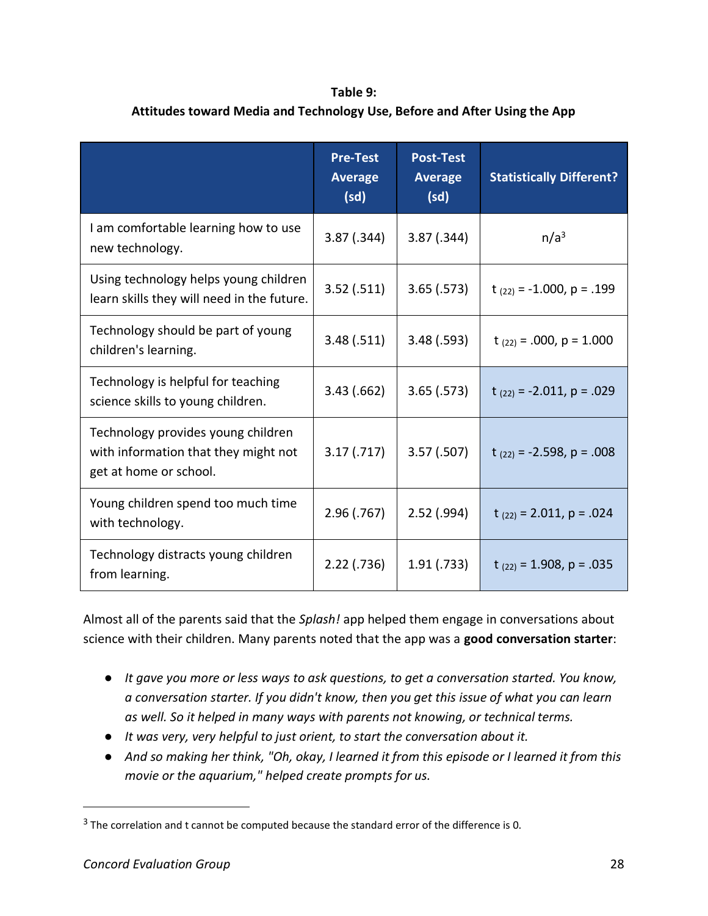**Table 9:**
**Attitudes toward Media and Technology Use, Before and After Using the App**

| | Pre-Test Average (sd) | Post-Test Average (sd) | Statistically Different? |
|---|---|---|---|
| I am comfortable learning how to use new technology. | 3.87 (.344) | 3.87 (.344) | n/a[3] |
| Using technology helps young children learn skills they will need in the future. | 3.52 (.511) | 3.65 (.573) | $t_{(22)} = -1.000$, $p = .199$ |
| Technology should be part of young children's learning. | 3.48 (.511) | 3.48 (.593) | $t_{(22)} = .000$, $p = 1.000$ |
| Technology is helpful for teaching science skills to young children. | 3.43 (.662) | 3.65 (.573) | $t_{(22)} = -2.011$, $p = .029$ |
| Technology provides young children with information that they might not get at home or school. | 3.17 (.717) | 3.57 (.507) | $t_{(22)} = -2.598$, $p = .008$ |
| Young children spend too much time with technology. | 2.96 (.767) | 2.52 (.994) | $t_{(22)} = 2.011$, $p = .024$ |
| Technology distracts young children from learning. | 2.22 (.736) | 1.91 (.733) | $t_{(22)} = 1.908$, $p = .035$ |

Almost all of the parents said that the *Splash!* app helped them engage in conversations about science with their children. Many parents noted that the app was a **good conversation starter**:

- *It gave you more or less ways to ask questions, to get a conversation started. You know, a conversation starter. If you didn't know, then you get this issue of what you can learn as well. So it helped in many ways with parents not knowing, or technical terms.*
- *It was very, very helpful to just orient, to start the conversation about it.*
- *And so making her think, "Oh, okay, I learned it from this episode or I learned it from this movie or the aquarium," helped create prompts for us.*

[3] The correlation and t cannot be computed because the standard error of the difference is 0.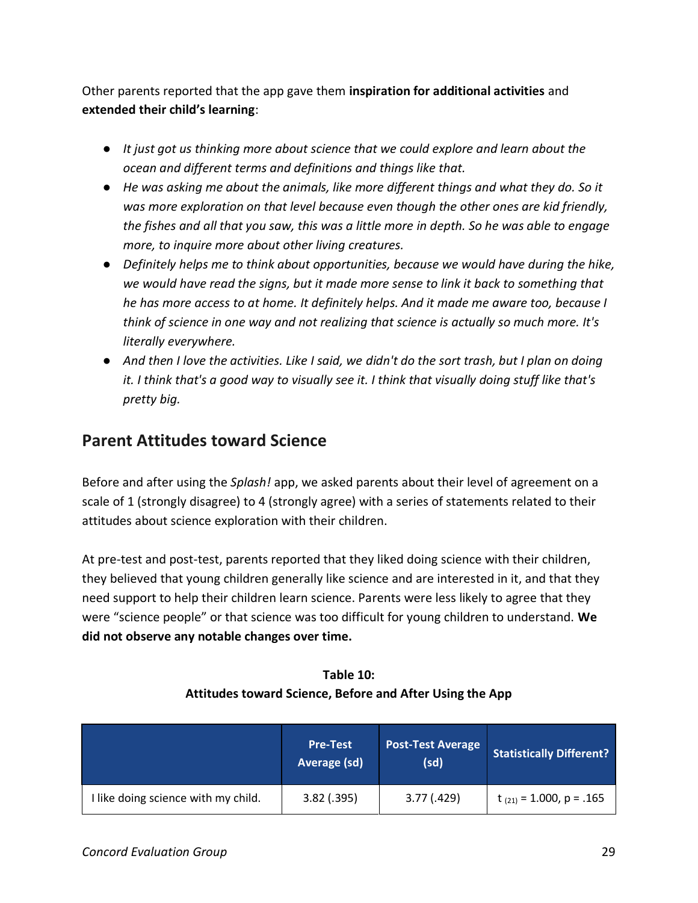Other parents reported that the app gave them **inspiration for additional activities** and **extended their child's learning**:

- *It just got us thinking more about science that we could explore and learn about the ocean and different terms and definitions and things like that.*
- *He was asking me about the animals, like more different things and what they do. So it was more exploration on that level because even though the other ones are kid friendly, the fishes and all that you saw, this was a little more in depth. So he was able to engage more, to inquire more about other living creatures.*
- *Definitely helps me to think about opportunities, because we would have during the hike, we would have read the signs, but it made more sense to link it back to something that he has more access to at home. It definitely helps. And it made me aware too, because I think of science in one way and not realizing that science is actually so much more. It's literally everywhere.*
- *And then I love the activities. Like I said, we didn't do the sort trash, but I plan on doing it. I think that's a good way to visually see it. I think that visually doing stuff like that's pretty big.*

## Parent Attitudes toward Science

Before and after using the *Splash!* app, we asked parents about their level of agreement on a scale of 1 (strongly disagree) to 4 (strongly agree) with a series of statements related to their attitudes about science exploration with their children.

At pre-test and post-test, parents reported that they liked doing science with their children, they believed that young children generally like science and are interested in it, and that they need support to help their children learn science. Parents were less likely to agree that they were "science people" or that science was too difficult for young children to understand. **We did not observe any notable changes over time.**

**Table 10: Attitudes toward Science, Before and After Using the App**

| | Pre-Test Average (sd) | Post-Test Average (sd) | Statistically Different? |
|---|---|---|---|
| I like doing science with my child. | 3.82 (.395) | 3.77 (.429) | $t_{(21)} = 1.000$, $p = .165$ |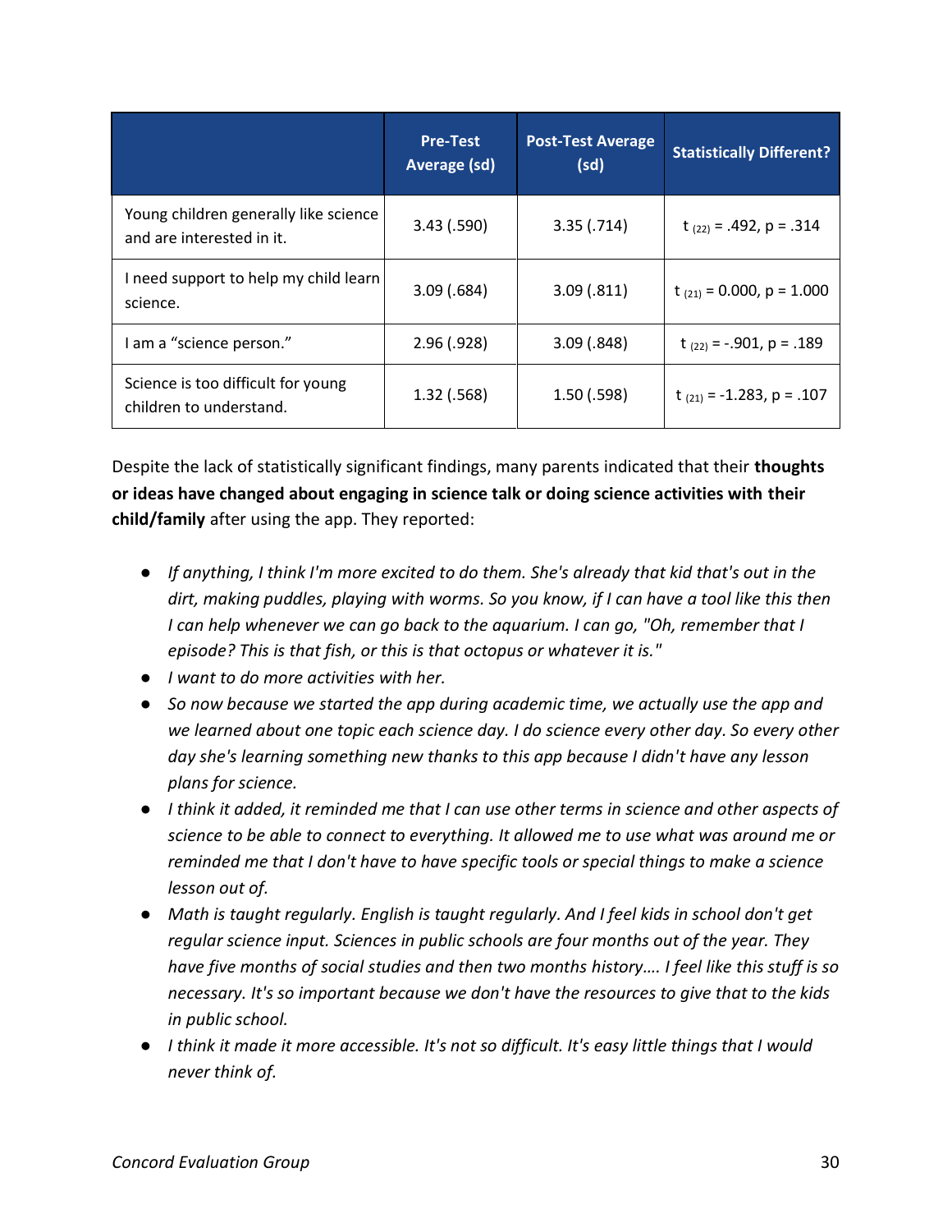| | Pre-Test Average (sd) | Post-Test Average (sd) | Statistically Different? |
|---|---|---|---|
| Young children generally like science and are interested in it. | 3.43 (.590) | 3.35 (.714) | $t_{(22)} = .492$, $p = .314$ |
| I need support to help my child learn science. | 3.09 (.684) | 3.09 (.811) | $t_{(21)} = 0.000$, $p = 1.000$ |
| I am a "science person." | 2.96 (.928) | 3.09 (.848) | $t_{(22)} = -.901$, $p = .189$ |
| Science is too difficult for young children to understand. | 1.32 (.568) | 1.50 (.598) | $t_{(21)} = -1.283$, $p = .107$ |

Despite the lack of statistically significant findings, many parents indicated that their **thoughts or ideas have changed about engaging in science talk or doing science activities with their child/family** after using the app. They reported:

- *If anything, I think I'm more excited to do them. She's already that kid that's out in the dirt, making puddles, playing with worms. So you know, if I can have a tool like this then I can help whenever we can go back to the aquarium. I can go, "Oh, remember that I episode? This is that fish, or this is that octopus or whatever it is."*
- *I want to do more activities with her.*
- *So now because we started the app during academic time, we actually use the app and we learned about one topic each science day. I do science every other day. So every other day she's learning something new thanks to this app because I didn't have any lesson plans for science.*
- *I think it added, it reminded me that I can use other terms in science and other aspects of science to be able to connect to everything. It allowed me to use what was around me or reminded me that I don't have to have specific tools or special things to make a science lesson out of.*
- *Math is taught regularly. English is taught regularly. And I feel kids in school don't get regular science input. Sciences in public schools are four months out of the year. They have five months of social studies and then two months history…. I feel like this stuff is so necessary. It's so important because we don't have the resources to give that to the kids in public school.*
- *I think it made it more accessible. It's not so difficult. It's easy little things that I would never think of.*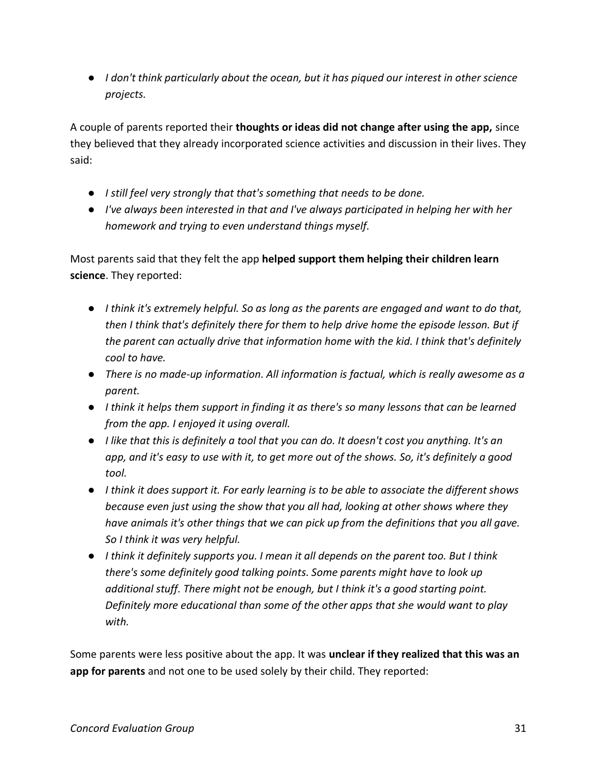- *I don't think particularly about the ocean, but it has piqued our interest in other science projects.*

A couple of parents reported their **thoughts or ideas did not change after using the app,** since they believed that they already incorporated science activities and discussion in their lives. They said:

- *I still feel very strongly that that's something that needs to be done.*
- *I've always been interested in that and I've always participated in helping her with her homework and trying to even understand things myself.*

Most parents said that they felt the app **helped support them helping their children learn science**. They reported:

- *I think it's extremely helpful. So as long as the parents are engaged and want to do that, then I think that's definitely there for them to help drive home the episode lesson. But if the parent can actually drive that information home with the kid. I think that's definitely cool to have.*
- *There is no made-up information. All information is factual, which is really awesome as a parent.*
- *I think it helps them support in finding it as there's so many lessons that can be learned from the app. I enjoyed it using overall.*
- *I like that this is definitely a tool that you can do. It doesn't cost you anything. It's an app, and it's easy to use with it, to get more out of the shows. So, it's definitely a good tool.*
- *I think it does support it. For early learning is to be able to associate the different shows because even just using the show that you all had, looking at other shows where they have animals it's other things that we can pick up from the definitions that you all gave. So I think it was very helpful.*
- *I think it definitely supports you. I mean it all depends on the parent too. But I think there's some definitely good talking points. Some parents might have to look up additional stuff. There might not be enough, but I think it's a good starting point. Definitely more educational than some of the other apps that she would want to play with.*

Some parents were less positive about the app. It was **unclear if they realized that this was an app for parents** and not one to be used solely by their child. They reported: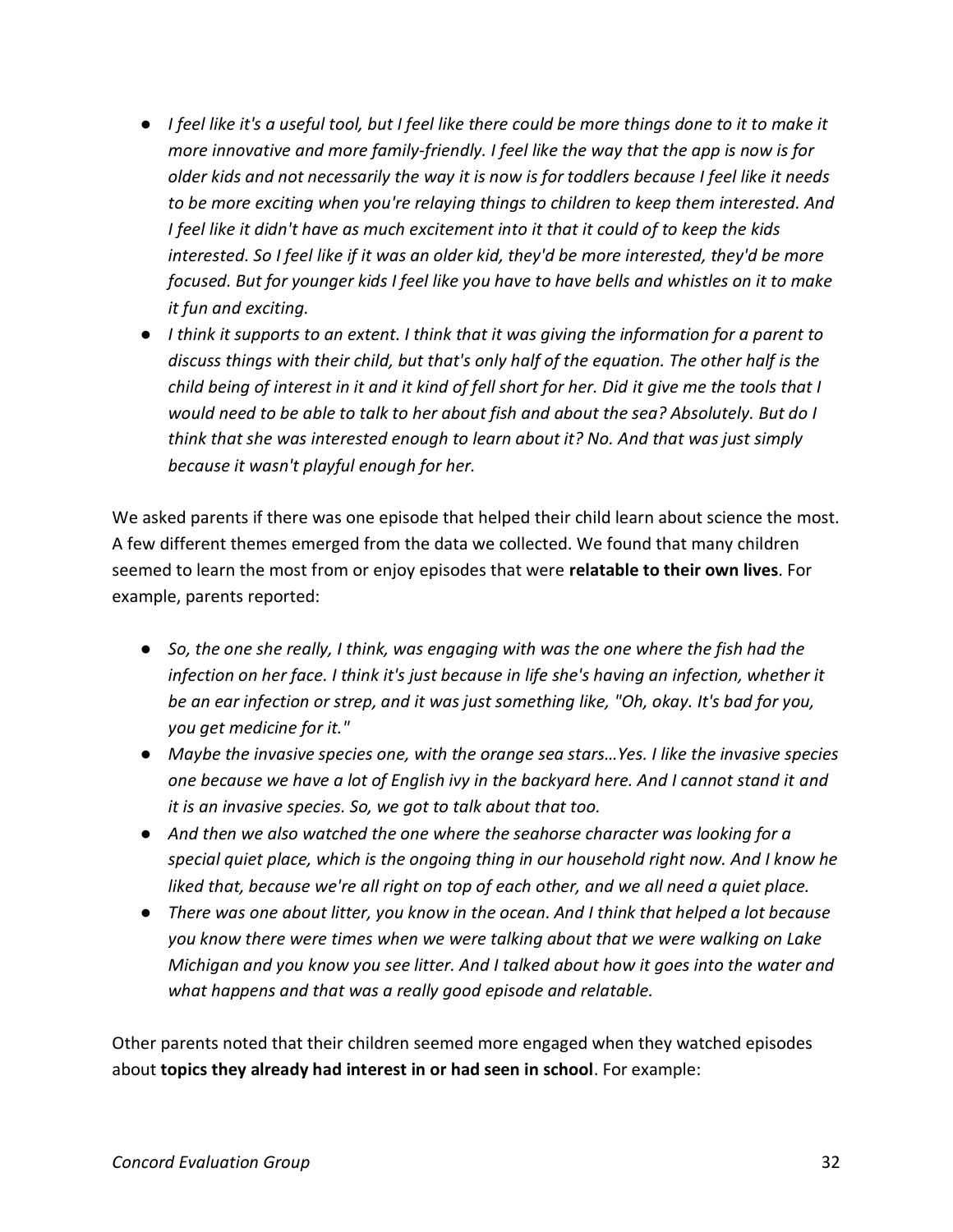- *I feel like it's a useful tool, but I feel like there could be more things done to it to make it more innovative and more family-friendly. I feel like the way that the app is now is for older kids and not necessarily the way it is now is for toddlers because I feel like it needs to be more exciting when you're relaying things to children to keep them interested. And I feel like it didn't have as much excitement into it that it could of to keep the kids interested. So I feel like if it was an older kid, they'd be more interested, they'd be more focused. But for younger kids I feel like you have to have bells and whistles on it to make it fun and exciting.*
- *I think it supports to an extent. I think that it was giving the information for a parent to discuss things with their child, but that's only half of the equation. The other half is the child being of interest in it and it kind of fell short for her. Did it give me the tools that I would need to be able to talk to her about fish and about the sea? Absolutely. But do I think that she was interested enough to learn about it? No. And that was just simply because it wasn't playful enough for her.*

We asked parents if there was one episode that helped their child learn about science the most. A few different themes emerged from the data we collected. We found that many children seemed to learn the most from or enjoy episodes that were **relatable to their own lives**. For example, parents reported:

- *So, the one she really, I think, was engaging with was the one where the fish had the infection on her face. I think it's just because in life she's having an infection, whether it be an ear infection or strep, and it was just something like, "Oh, okay. It's bad for you, you get medicine for it."*
- *Maybe the invasive species one, with the orange sea stars…Yes. I like the invasive species one because we have a lot of English ivy in the backyard here. And I cannot stand it and it is an invasive species. So, we got to talk about that too.*
- *And then we also watched the one where the seahorse character was looking for a special quiet place, which is the ongoing thing in our household right now. And I know he liked that, because we're all right on top of each other, and we all need a quiet place.*
- *There was one about litter, you know in the ocean. And I think that helped a lot because you know there were times when we were talking about that we were walking on Lake Michigan and you know you see litter. And I talked about how it goes into the water and what happens and that was a really good episode and relatable.*

Other parents noted that their children seemed more engaged when they watched episodes about **topics they already had interest in or had seen in school**. For example: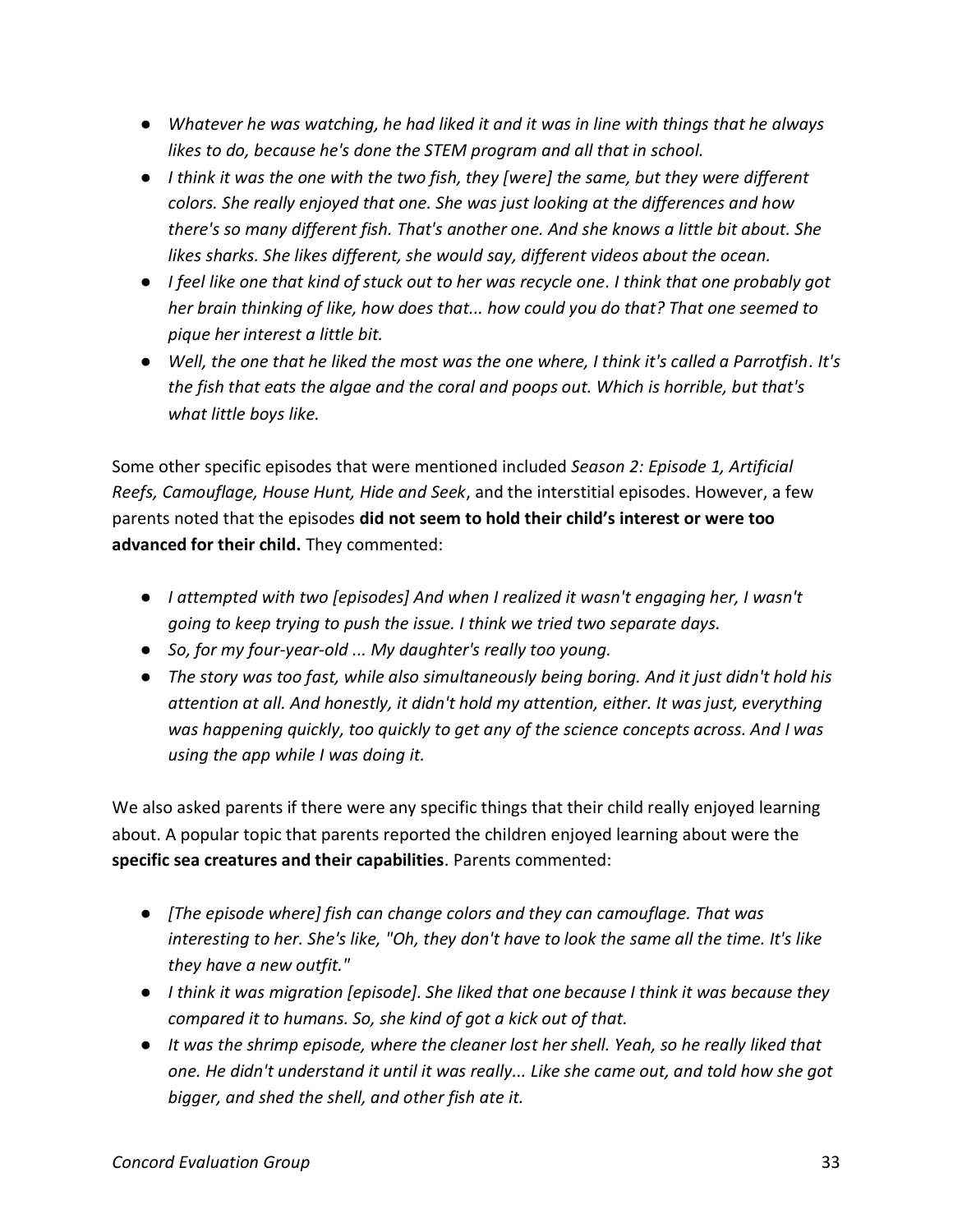- *Whatever he was watching, he had liked it and it was in line with things that he always likes to do, because he's done the STEM program and all that in school.*
- *I think it was the one with the two fish, they [were] the same, but they were different colors. She really enjoyed that one. She was just looking at the differences and how there's so many different fish. That's another one. And she knows a little bit about. She likes sharks. She likes different, she would say, different videos about the ocean.*
- *I feel like one that kind of stuck out to her was recycle one. I think that one probably got her brain thinking of like, how does that... how could you do that? That one seemed to pique her interest a little bit.*
- *Well, the one that he liked the most was the one where, I think it's called a Parrotfish. It's the fish that eats the algae and the coral and poops out. Which is horrible, but that's what little boys like.*

Some other specific episodes that were mentioned included *Season 2: Episode 1, Artificial Reefs, Camouflage, House Hunt, Hide and Seek*, and the interstitial episodes. However, a few parents noted that the episodes **did not seem to hold their child's interest or were too advanced for their child.** They commented:

- *I attempted with two [episodes] And when I realized it wasn't engaging her, I wasn't going to keep trying to push the issue. I think we tried two separate days.*
- *So, for my four-year-old ... My daughter's really too young.*
- *The story was too fast, while also simultaneously being boring. And it just didn't hold his attention at all. And honestly, it didn't hold my attention, either. It was just, everything was happening quickly, too quickly to get any of the science concepts across. And I was using the app while I was doing it.*

We also asked parents if there were any specific things that their child really enjoyed learning about. A popular topic that parents reported the children enjoyed learning about were the **specific sea creatures and their capabilities**. Parents commented:

- *[The episode where] fish can change colors and they can camouflage. That was interesting to her. She's like, "Oh, they don't have to look the same all the time. It's like they have a new outfit."*
- *I think it was migration [episode]. She liked that one because I think it was because they compared it to humans. So, she kind of got a kick out of that.*
- *It was the shrimp episode, where the cleaner lost her shell. Yeah, so he really liked that one. He didn't understand it until it was really... Like she came out, and told how she got bigger, and shed the shell, and other fish ate it.*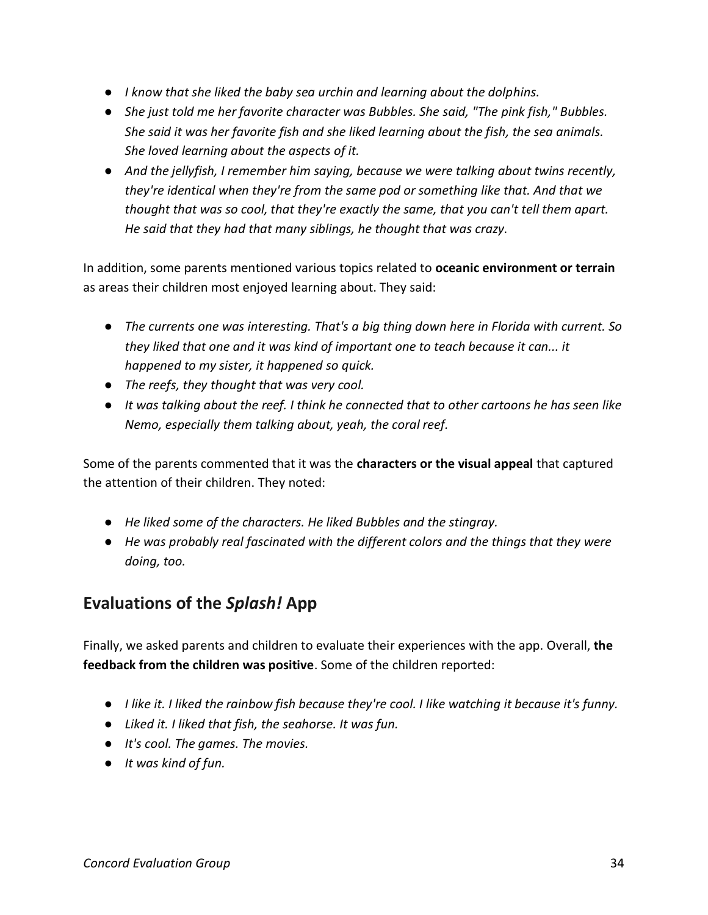- *I know that she liked the baby sea urchin and learning about the dolphins.*
- *She just told me her favorite character was Bubbles. She said, "The pink fish," Bubbles. She said it was her favorite fish and she liked learning about the fish, the sea animals. She loved learning about the aspects of it.*
- *And the jellyfish, I remember him saying, because we were talking about twins recently, they're identical when they're from the same pod or something like that. And that we thought that was so cool, that they're exactly the same, that you can't tell them apart. He said that they had that many siblings, he thought that was crazy.*

In addition, some parents mentioned various topics related to **oceanic environment or terrain** as areas their children most enjoyed learning about. They said:

- *The currents one was interesting. That's a big thing down here in Florida with current. So they liked that one and it was kind of important one to teach because it can... it happened to my sister, it happened so quick.*
- *The reefs, they thought that was very cool.*
- *It was talking about the reef. I think he connected that to other cartoons he has seen like Nemo, especially them talking about, yeah, the coral reef.*

Some of the parents commented that it was the **characters or the visual appeal** that captured the attention of their children. They noted:

- *He liked some of the characters. He liked Bubbles and the stingray.*
- *He was probably real fascinated with the different colors and the things that they were doing, too.*

## Evaluations of the *Splash!* App

Finally, we asked parents and children to evaluate their experiences with the app. Overall, **the feedback from the children was positive**. Some of the children reported:

- *I like it. I liked the rainbow fish because they're cool. I like watching it because it's funny.*
- *Liked it. I liked that fish, the seahorse. It was fun.*
- *It's cool. The games. The movies.*
- *It was kind of fun.*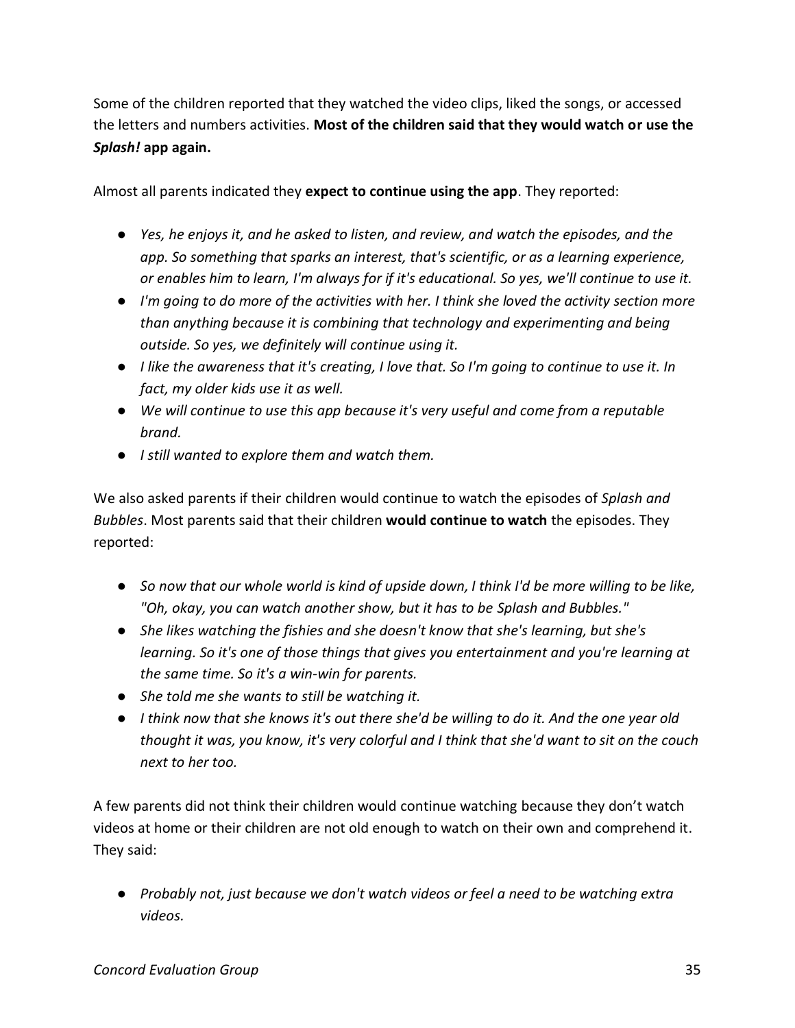Some of the children reported that they watched the video clips, liked the songs, or accessed the letters and numbers activities. **Most of the children said that they would watch or use the *Splash!* app again.**

Almost all parents indicated they **expect to continue using the app**. They reported:

- *Yes, he enjoys it, and he asked to listen, and review, and watch the episodes, and the app. So something that sparks an interest, that's scientific, or as a learning experience, or enables him to learn, I'm always for if it's educational. So yes, we'll continue to use it.*
- *I'm going to do more of the activities with her. I think she loved the activity section more than anything because it is combining that technology and experimenting and being outside. So yes, we definitely will continue using it.*
- *I like the awareness that it's creating, I love that. So I'm going to continue to use it. In fact, my older kids use it as well.*
- *We will continue to use this app because it's very useful and come from a reputable brand.*
- *I still wanted to explore them and watch them.*

We also asked parents if their children would continue to watch the episodes of *Splash and Bubbles*. Most parents said that their children **would continue to watch** the episodes. They reported:

- *So now that our whole world is kind of upside down, I think I'd be more willing to be like, "Oh, okay, you can watch another show, but it has to be Splash and Bubbles."*
- *She likes watching the fishies and she doesn't know that she's learning, but she's learning. So it's one of those things that gives you entertainment and you're learning at the same time. So it's a win-win for parents.*
- *She told me she wants to still be watching it.*
- *I think now that she knows it's out there she'd be willing to do it. And the one year old thought it was, you know, it's very colorful and I think that she'd want to sit on the couch next to her too.*

A few parents did not think their children would continue watching because they don't watch videos at home or their children are not old enough to watch on their own and comprehend it. They said:

- *Probably not, just because we don't watch videos or feel a need to be watching extra videos.*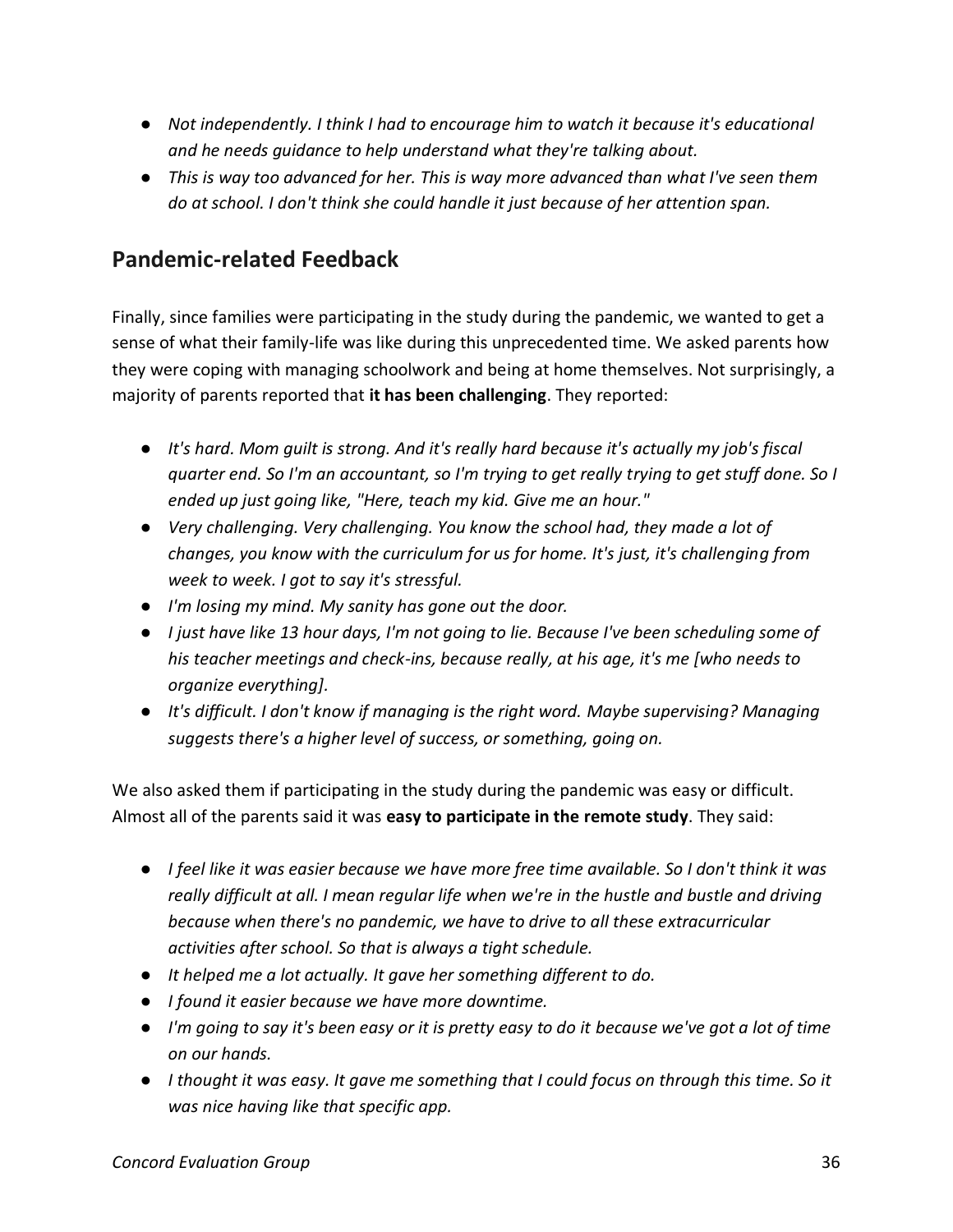- *Not independently. I think I had to encourage him to watch it because it's educational and he needs guidance to help understand what they're talking about.*
- *This is way too advanced for her. This is way more advanced than what I've seen them do at school. I don't think she could handle it just because of her attention span.*

## Pandemic-related Feedback

Finally, since families were participating in the study during the pandemic, we wanted to get a sense of what their family-life was like during this unprecedented time. We asked parents how they were coping with managing schoolwork and being at home themselves. Not surprisingly, a majority of parents reported that **it has been challenging**. They reported:

- *It's hard. Mom guilt is strong. And it's really hard because it's actually my job's fiscal quarter end. So I'm an accountant, so I'm trying to get really trying to get stuff done. So I ended up just going like, "Here, teach my kid. Give me an hour."*
- *Very challenging. Very challenging. You know the school had, they made a lot of changes, you know with the curriculum for us for home. It's just, it's challenging from week to week. I got to say it's stressful.*
- *I'm losing my mind. My sanity has gone out the door.*
- *I just have like 13 hour days, I'm not going to lie. Because I've been scheduling some of his teacher meetings and check-ins, because really, at his age, it's me [who needs to organize everything].*
- *It's difficult. I don't know if managing is the right word. Maybe supervising? Managing suggests there's a higher level of success, or something, going on.*

We also asked them if participating in the study during the pandemic was easy or difficult. Almost all of the parents said it was **easy to participate in the remote study**. They said:

- *I feel like it was easier because we have more free time available. So I don't think it was really difficult at all. I mean regular life when we're in the hustle and bustle and driving because when there's no pandemic, we have to drive to all these extracurricular activities after school. So that is always a tight schedule.*
- *It helped me a lot actually. It gave her something different to do.*
- *I found it easier because we have more downtime.*
- *I'm going to say it's been easy or it is pretty easy to do it because we've got a lot of time on our hands.*
- *I thought it was easy. It gave me something that I could focus on through this time. So it was nice having like that specific app.*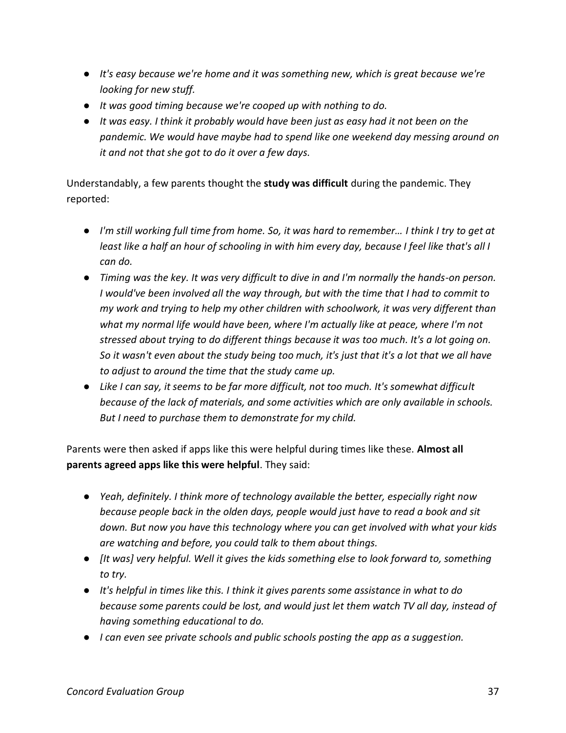- *It's easy because we're home and it was something new, which is great because we're looking for new stuff.*
- *It was good timing because we're cooped up with nothing to do.*
- *It was easy. I think it probably would have been just as easy had it not been on the pandemic. We would have maybe had to spend like one weekend day messing around on it and not that she got to do it over a few days.*

Understandably, a few parents thought the **study was difficult** during the pandemic. They reported:

- *I'm still working full time from home. So, it was hard to remember… I think I try to get at least like a half an hour of schooling in with him every day, because I feel like that's all I can do.*
- *Timing was the key. It was very difficult to dive in and I'm normally the hands-on person. I would've been involved all the way through, but with the time that I had to commit to my work and trying to help my other children with schoolwork, it was very different than what my normal life would have been, where I'm actually like at peace, where I'm not stressed about trying to do different things because it was too much. It's a lot going on. So it wasn't even about the study being too much, it's just that it's a lot that we all have to adjust to around the time that the study came up.*
- *Like I can say, it seems to be far more difficult, not too much. It's somewhat difficult because of the lack of materials, and some activities which are only available in schools. But I need to purchase them to demonstrate for my child.*

Parents were then asked if apps like this were helpful during times like these. **Almost all parents agreed apps like this were helpful**. They said:

- *Yeah, definitely. I think more of technology available the better, especially right now because people back in the olden days, people would just have to read a book and sit down. But now you have this technology where you can get involved with what your kids are watching and before, you could talk to them about things.*
- *[It was] very helpful. Well it gives the kids something else to look forward to, something to try.*
- *It's helpful in times like this. I think it gives parents some assistance in what to do because some parents could be lost, and would just let them watch TV all day, instead of having something educational to do.*
- *I can even see private schools and public schools posting the app as a suggestion.*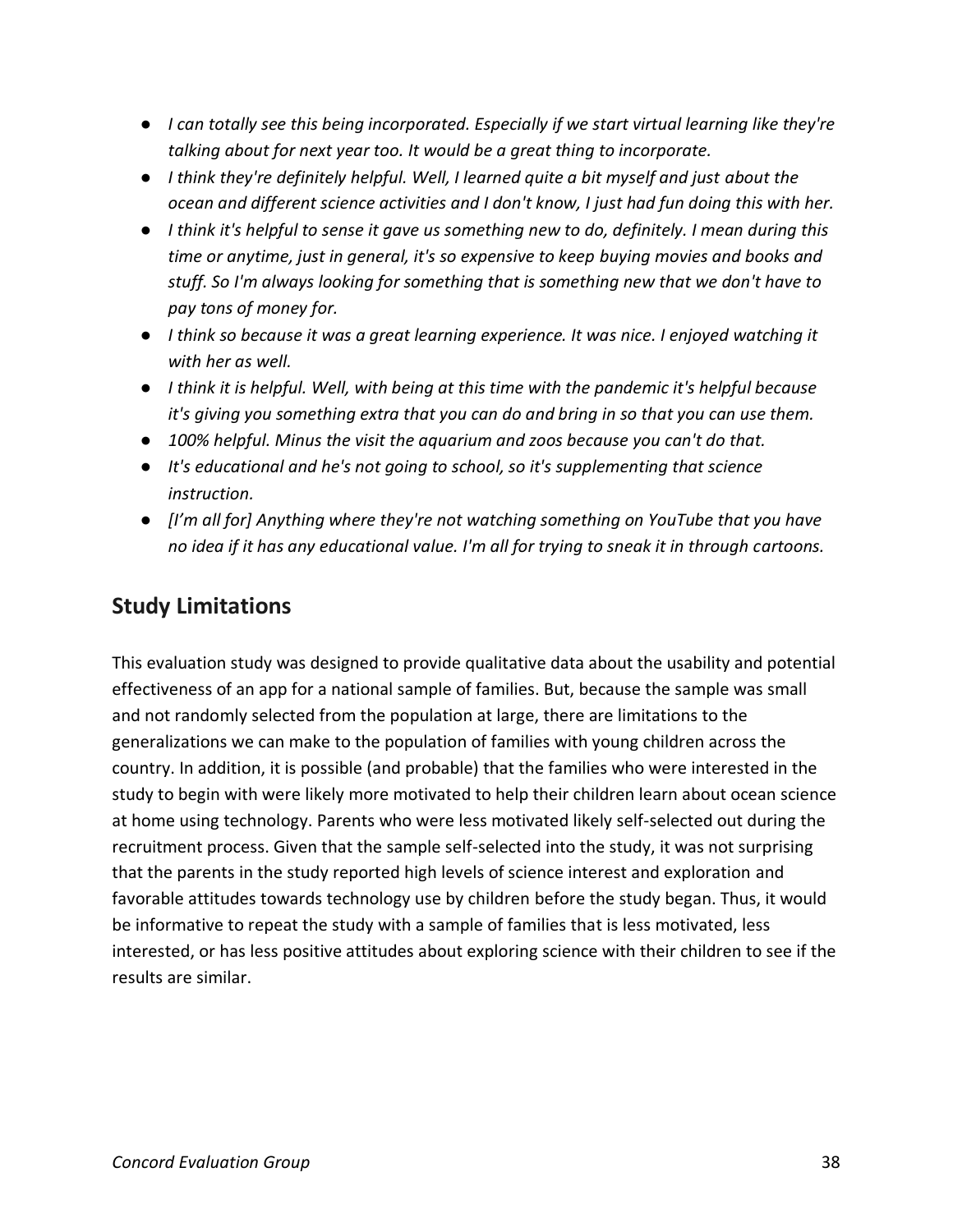- *I can totally see this being incorporated. Especially if we start virtual learning like they're talking about for next year too. It would be a great thing to incorporate.*
- *I think they're definitely helpful. Well, I learned quite a bit myself and just about the ocean and different science activities and I don't know, I just had fun doing this with her.*
- *I think it's helpful to sense it gave us something new to do, definitely. I mean during this time or anytime, just in general, it's so expensive to keep buying movies and books and stuff. So I'm always looking for something that is something new that we don't have to pay tons of money for.*
- *I think so because it was a great learning experience. It was nice. I enjoyed watching it with her as well.*
- *I think it is helpful. Well, with being at this time with the pandemic it's helpful because it's giving you something extra that you can do and bring in so that you can use them.*
- *100% helpful. Minus the visit the aquarium and zoos because you can't do that.*
- *It's educational and he's not going to school, so it's supplementing that science instruction.*
- *[I'm all for] Anything where they're not watching something on YouTube that you have no idea if it has any educational value. I'm all for trying to sneak it in through cartoons.*

## Study Limitations

This evaluation study was designed to provide qualitative data about the usability and potential effectiveness of an app for a national sample of families. But, because the sample was small and not randomly selected from the population at large, there are limitations to the generalizations we can make to the population of families with young children across the country. In addition, it is possible (and probable) that the families who were interested in the study to begin with were likely more motivated to help their children learn about ocean science at home using technology. Parents who were less motivated likely self-selected out during the recruitment process. Given that the sample self-selected into the study, it was not surprising that the parents in the study reported high levels of science interest and exploration and favorable attitudes towards technology use by children before the study began. Thus, it would be informative to repeat the study with a sample of families that is less motivated, less interested, or has less positive attitudes about exploring science with their children to see if the results are similar.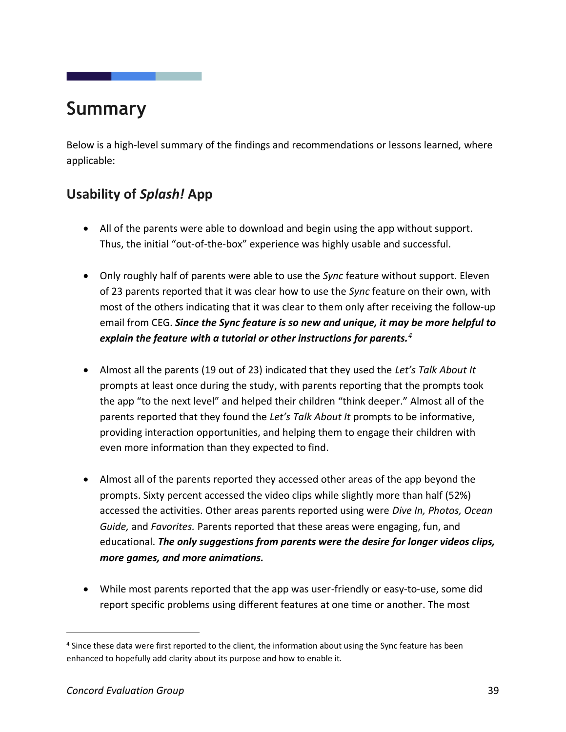# Summary

Below is a high-level summary of the findings and recommendations or lessons learned, where applicable:

## Usability of *Splash!* App

- All of the parents were able to download and begin using the app without support. Thus, the initial "out-of-the-box" experience was highly usable and successful.

- Only roughly half of parents were able to use the *Sync* feature without support. Eleven of 23 parents reported that it was clear how to use the *Sync* feature on their own, with most of the others indicating that it was clear to them only after receiving the follow-up email from CEG. ***Since the Sync feature is so new and unique, it may be more helpful to explain the feature with a tutorial or other instructions for parents.***[4]

- Almost all the parents (19 out of 23) indicated that they used the *Let's Talk About It* prompts at least once during the study, with parents reporting that the prompts took the app "to the next level" and helped their children "think deeper." Almost all of the parents reported that they found the *Let's Talk About It* prompts to be informative, providing interaction opportunities, and helping them to engage their children with even more information than they expected to find.

- Almost all of the parents reported they accessed other areas of the app beyond the prompts. Sixty percent accessed the video clips while slightly more than half (52%) accessed the activities. Other areas parents reported using were *Dive In, Photos, Ocean Guide,* and *Favorites.* Parents reported that these areas were engaging, fun, and educational. ***The only suggestions from parents were the desire for longer videos clips, more games, and more animations.***

- While most parents reported that the app was user-friendly or easy-to-use, some did report specific problems using different features at one time or another. The most

[4] Since these data were first reported to the client, the information about using the Sync feature has been enhanced to hopefully add clarity about its purpose and how to enable it.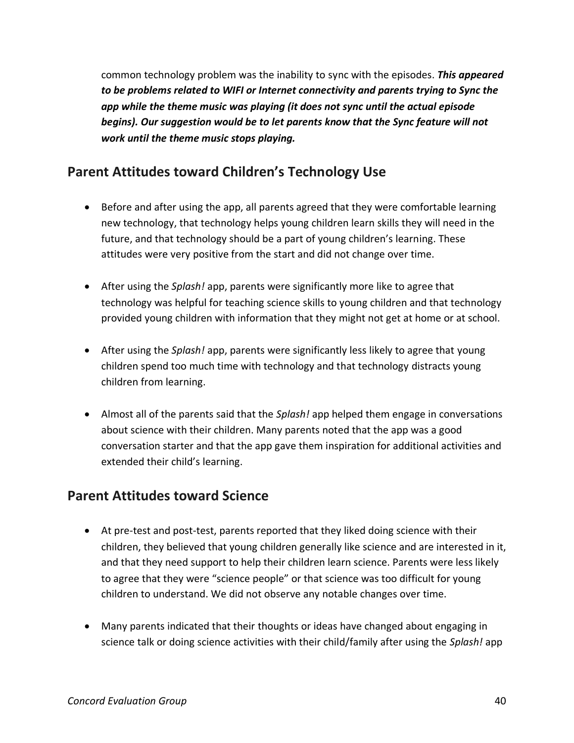common technology problem was the inability to sync with the episodes. ***This appeared to be problems related to WIFI or Internet connectivity and parents trying to Sync the app while the theme music was playing (it does not sync until the actual episode begins). Our suggestion would be to let parents know that the Sync feature will not work until the theme music stops playing.***

## Parent Attitudes toward Children's Technology Use

- Before and after using the app, all parents agreed that they were comfortable learning new technology, that technology helps young children learn skills they will need in the future, and that technology should be a part of young children's learning. These attitudes were very positive from the start and did not change over time.

- After using the *Splash!* app, parents were significantly more like to agree that technology was helpful for teaching science skills to young children and that technology provided young children with information that they might not get at home or at school.

- After using the *Splash!* app, parents were significantly less likely to agree that young children spend too much time with technology and that technology distracts young children from learning.

- Almost all of the parents said that the *Splash!* app helped them engage in conversations about science with their children. Many parents noted that the app was a good conversation starter and that the app gave them inspiration for additional activities and extended their child's learning.

## Parent Attitudes toward Science

- At pre-test and post-test, parents reported that they liked doing science with their children, they believed that young children generally like science and are interested in it, and that they need support to help their children learn science. Parents were less likely to agree that they were "science people" or that science was too difficult for young children to understand. We did not observe any notable changes over time.

- Many parents indicated that their thoughts or ideas have changed about engaging in science talk or doing science activities with their child/family after using the *Splash!* app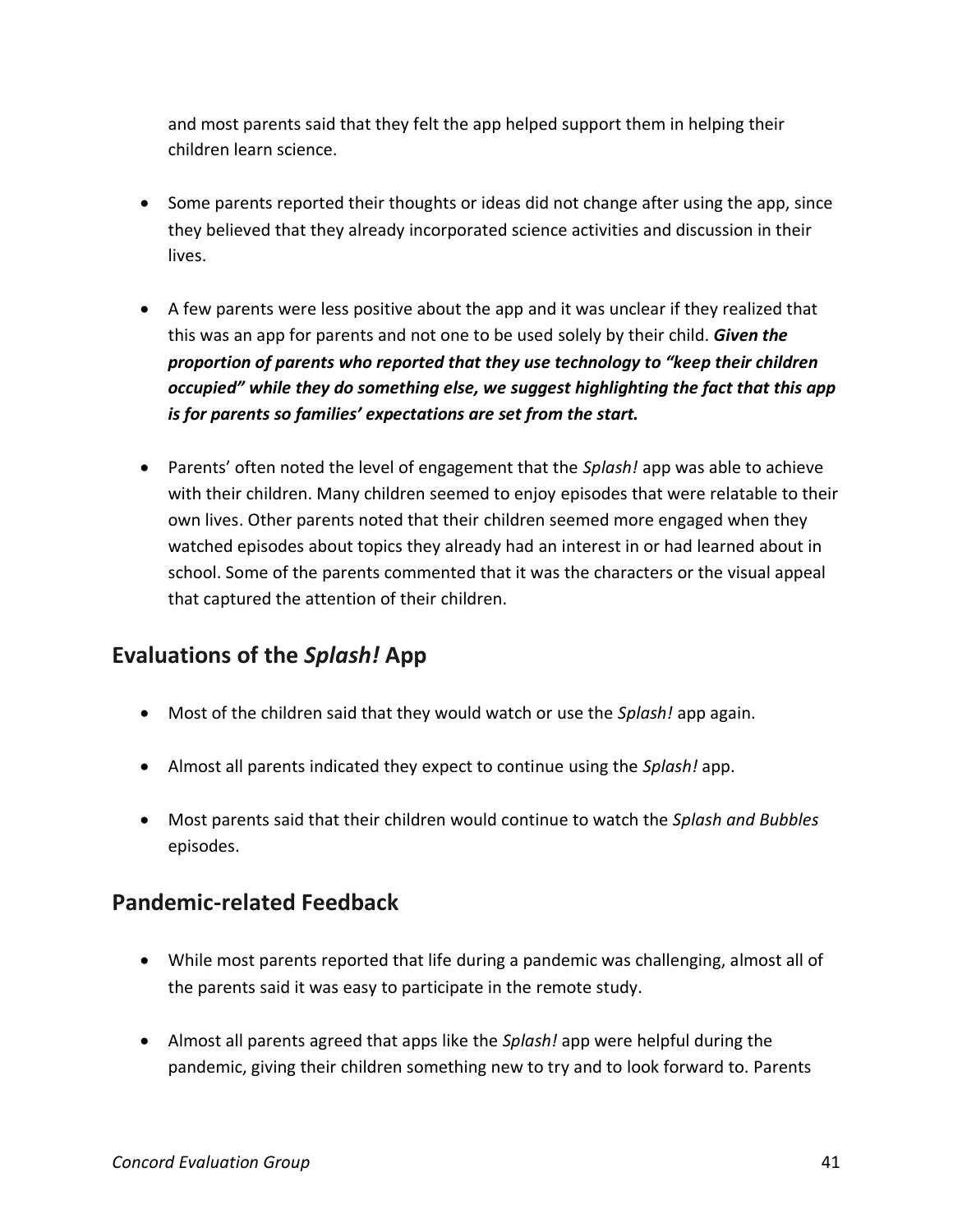and most parents said that they felt the app helped support them in helping their children learn science.

- Some parents reported their thoughts or ideas did not change after using the app, since they believed that they already incorporated science activities and discussion in their lives.

- A few parents were less positive about the app and it was unclear if they realized that this was an app for parents and not one to be used solely by their child. ***Given the proportion of parents who reported that they use technology to "keep their children occupied" while they do something else, we suggest highlighting the fact that this app is for parents so families' expectations are set from the start.***

- Parents' often noted the level of engagement that the *Splash!* app was able to achieve with their children. Many children seemed to enjoy episodes that were relatable to their own lives. Other parents noted that their children seemed more engaged when they watched episodes about topics they already had an interest in or had learned about in school. Some of the parents commented that it was the characters or the visual appeal that captured the attention of their children.

## Evaluations of the *Splash!* App

- Most of the children said that they would watch or use the *Splash!* app again.

- Almost all parents indicated they expect to continue using the *Splash!* app.

- Most parents said that their children would continue to watch the *Splash and Bubbles* episodes.

## Pandemic-related Feedback

- While most parents reported that life during a pandemic was challenging, almost all of the parents said it was easy to participate in the remote study.

- Almost all parents agreed that apps like the *Splash!* app were helpful during the pandemic, giving their children something new to try and to look forward to. Parents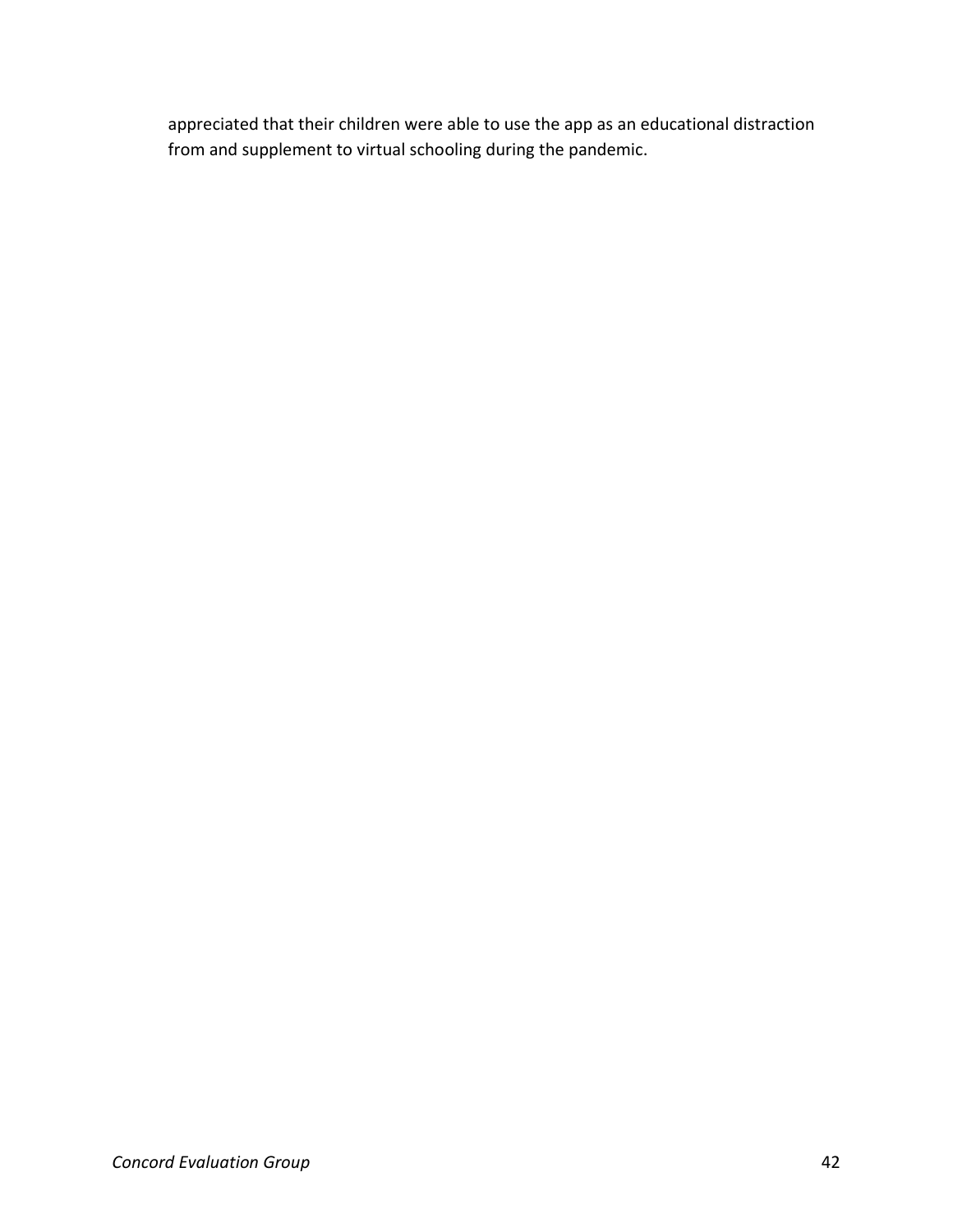appreciated that their children were able to use the app as an educational distraction from and supplement to virtual schooling during the pandemic.